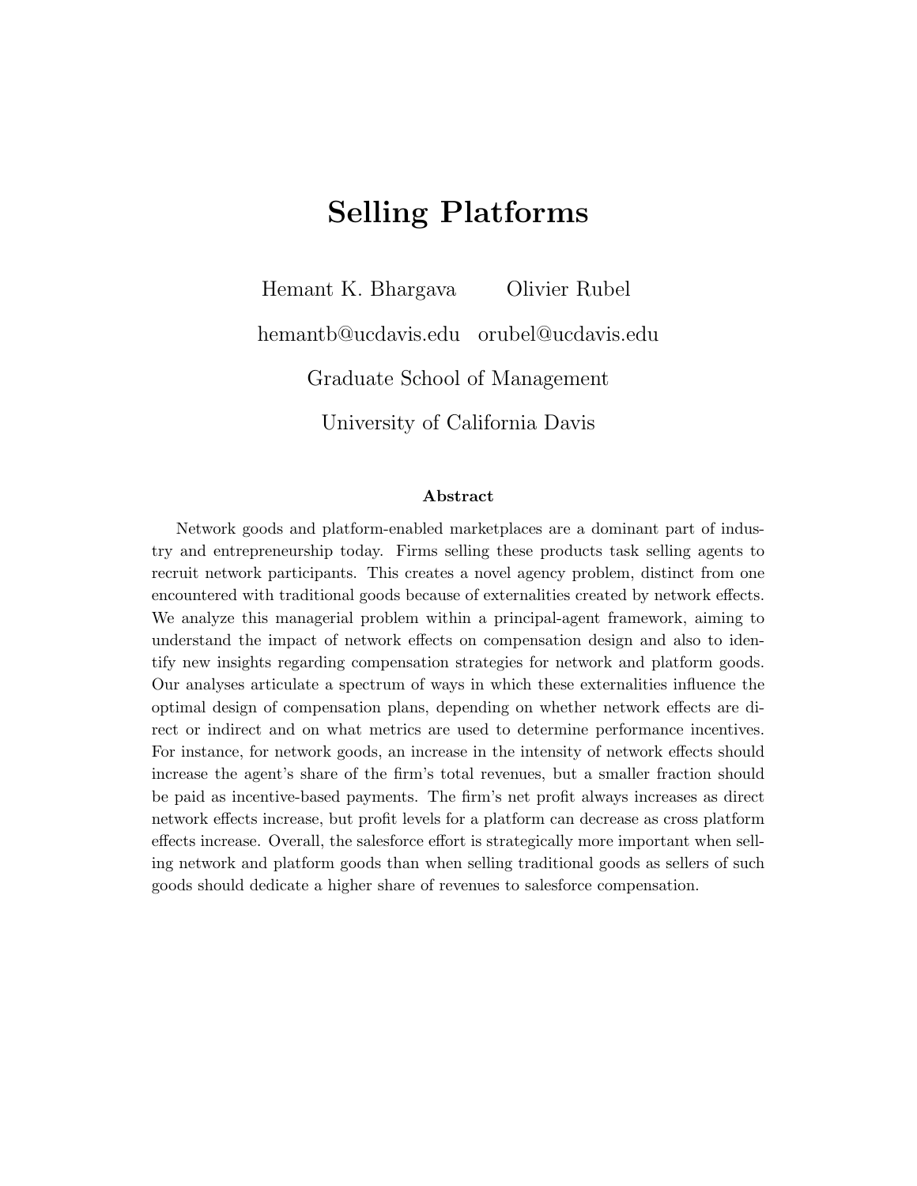# Selling Platforms

Hemant K. Bhargava    Olivier Rubel

hemantb@ucdavis.edu    orubel@ucdavis.edu

Graduate School of Management

University of California Davis

### Abstract

Network goods and platform-enabled marketplaces are a dominant part of industry and entrepreneurship today. Firms selling these products task selling agents to recruit network participants. This creates a novel agency problem, distinct from one encountered with traditional goods because of externalities created by network effects. We analyze this managerial problem within a principal-agent framework, aiming to understand the impact of network effects on compensation design and also to identify new insights regarding compensation strategies for network and platform goods. Our analyses articulate a spectrum of ways in which these externalities influence the optimal design of compensation plans, depending on whether network effects are direct or indirect and on what metrics are used to determine performance incentives. For instance, for network goods, an increase in the intensity of network effects should increase the agent's share of the firm's total revenues, but a smaller fraction should be paid as incentive-based payments. The firm's net profit always increases as direct network effects increase, but profit levels for a platform can decrease as cross platform effects increase. Overall, the salesforce effort is strategically more important when selling network and platform goods than when selling traditional goods as sellers of such goods should dedicate a higher share of revenues to salesforce compensation.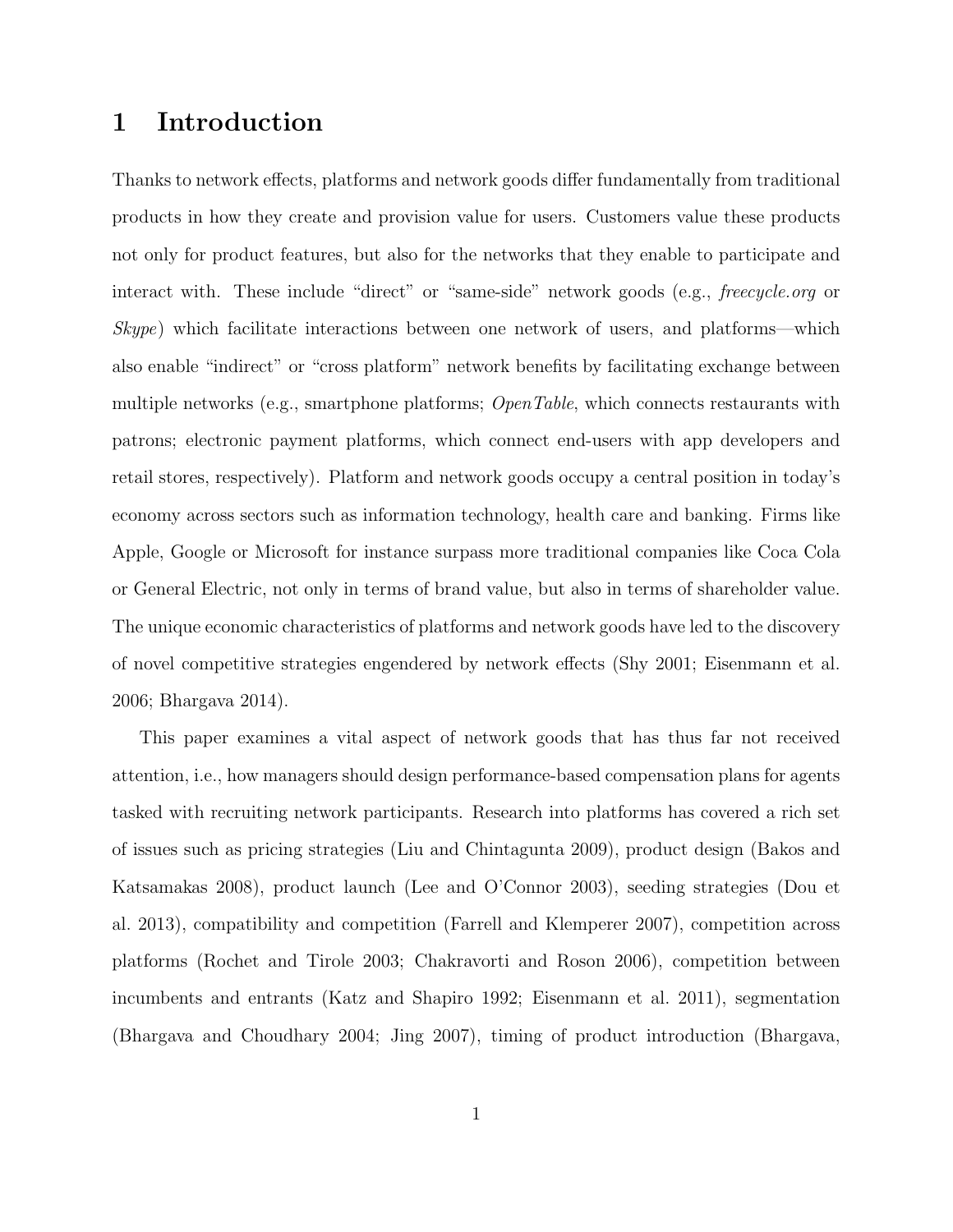# 1 Introduction

Thanks to network effects, platforms and network goods differ fundamentally from traditional products in how they create and provision value for users. Customers value these products not only for product features, but also for the networks that they enable to participate and interact with. These include "direct" or "same-side" network goods (e.g., *freecycle.org* or *Skype*) which facilitate interactions between one network of users, and platforms—which also enable "indirect" or "cross platform" network benefits by facilitating exchange between multiple networks (e.g., smartphone platforms; *OpenTable*, which connects restaurants with patrons; electronic payment platforms, which connect end-users with app developers and retail stores, respectively). Platform and network goods occupy a central position in today's economy across sectors such as information technology, health care and banking. Firms like Apple, Google or Microsoft for instance surpass more traditional companies like Coca Cola or General Electric, not only in terms of brand value, but also in terms of shareholder value. The unique economic characteristics of platforms and network goods have led to the discovery of novel competitive strategies engendered by network effects (Shy 2001; Eisenmann et al. 2006; Bhargava 2014).

This paper examines a vital aspect of network goods that has thus far not received attention, i.e., how managers should design performance-based compensation plans for agents tasked with recruiting network participants. Research into platforms has covered a rich set of issues such as pricing strategies (Liu and Chintagunta 2009), product design (Bakos and Katsamakas 2008), product launch (Lee and O'Connor 2003), seeding strategies (Dou et al. 2013), compatibility and competition (Farrell and Klemperer 2007), competition across platforms (Rochet and Tirole 2003; Chakravorti and Roson 2006), competition between incumbents and entrants (Katz and Shapiro 1992; Eisenmann et al. 2011), segmentation (Bhargava and Choudhary 2004; Jing 2007), timing of product introduction (Bhargava,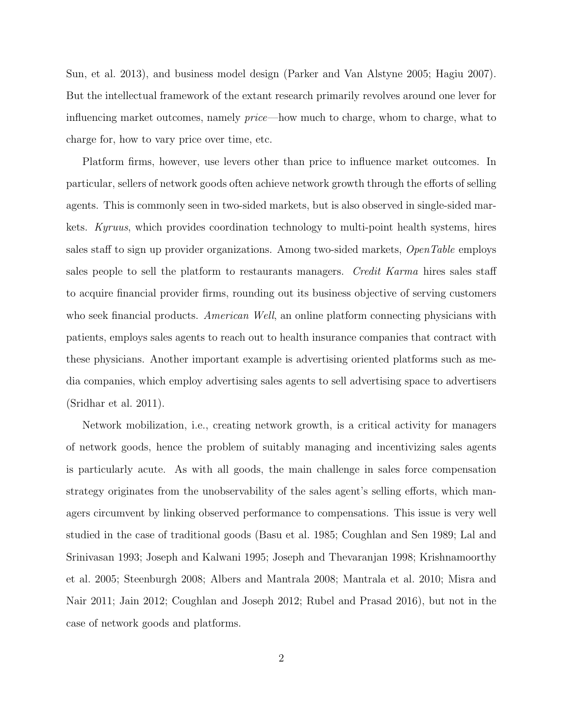Sun, et al. 2013), and business model design (Parker and Van Alstyne 2005; Hagiu 2007). But the intellectual framework of the extant research primarily revolves around one lever for influencing market outcomes, namely *price*—how much to charge, whom to charge, what to charge for, how to vary price over time, etc.

Platform firms, however, use levers other than price to influence market outcomes. In particular, sellers of network goods often achieve network growth through the efforts of selling agents. This is commonly seen in two-sided markets, but is also observed in single-sided markets. *Kyruus*, which provides coordination technology to multi-point health systems, hires sales staff to sign up provider organizations. Among two-sided markets, *OpenTable* employs sales people to sell the platform to restaurants managers. *Credit Karma* hires sales staff to acquire financial provider firms, rounding out its business objective of serving customers who seek financial products. *American Well*, an online platform connecting physicians with patients, employs sales agents to reach out to health insurance companies that contract with these physicians. Another important example is advertising oriented platforms such as media companies, which employ advertising sales agents to sell advertising space to advertisers (Sridhar et al. 2011).

Network mobilization, i.e., creating network growth, is a critical activity for managers of network goods, hence the problem of suitably managing and incentivizing sales agents is particularly acute. As with all goods, the main challenge in sales force compensation strategy originates from the unobservability of the sales agent's selling efforts, which managers circumvent by linking observed performance to compensations. This issue is very well studied in the case of traditional goods (Basu et al. 1985; Coughlan and Sen 1989; Lal and Srinivasan 1993; Joseph and Kalwani 1995; Joseph and Thevaranjan 1998; Krishnamoorthy et al. 2005; Steenburgh 2008; Albers and Mantrala 2008; Mantrala et al. 2010; Misra and Nair 2011; Jain 2012; Coughlan and Joseph 2012; Rubel and Prasad 2016), but not in the case of network goods and platforms.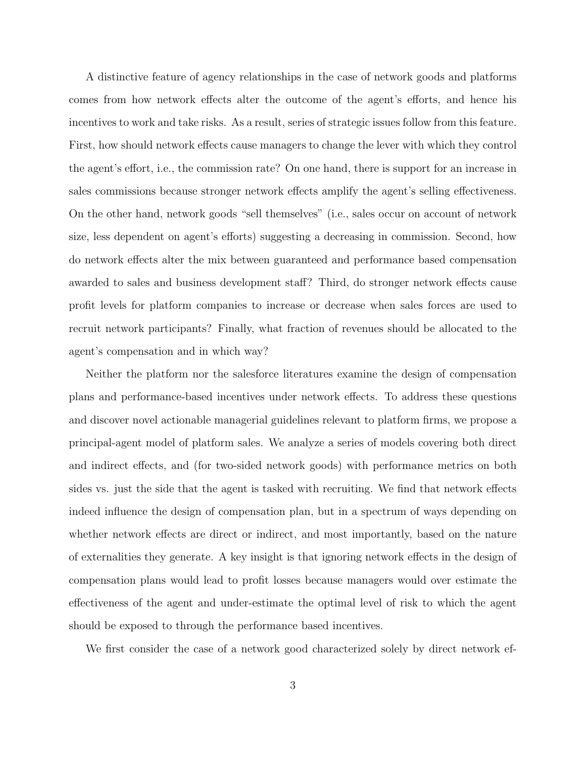A distinctive feature of agency relationships in the case of network goods and platforms comes from how network effects alter the outcome of the agent's efforts, and hence his incentives to work and take risks. As a result, series of strategic issues follow from this feature. First, how should network effects cause managers to change the lever with which they control the agent's effort, i.e., the commission rate? On one hand, there is support for an increase in sales commissions because stronger network effects amplify the agent's selling effectiveness. On the other hand, network goods "sell themselves" (i.e., sales occur on account of network size, less dependent on agent's efforts) suggesting a decreasing in commission. Second, how do network effects alter the mix between guaranteed and performance based compensation awarded to sales and business development staff? Third, do stronger network effects cause profit levels for platform companies to increase or decrease when sales forces are used to recruit network participants? Finally, what fraction of revenues should be allocated to the agent's compensation and in which way?

Neither the platform nor the salesforce literatures examine the design of compensation plans and performance-based incentives under network effects. To address these questions and discover novel actionable managerial guidelines relevant to platform firms, we propose a principal-agent model of platform sales. We analyze a series of models covering both direct and indirect effects, and (for two-sided network goods) with performance metrics on both sides vs. just the side that the agent is tasked with recruiting. We find that network effects indeed influence the design of compensation plan, but in a spectrum of ways depending on whether network effects are direct or indirect, and most importantly, based on the nature of externalities they generate. A key insight is that ignoring network effects in the design of compensation plans would lead to profit losses because managers would over estimate the effectiveness of the agent and under-estimate the optimal level of risk to which the agent should be exposed to through the performance based incentives.

We first consider the case of a network good characterized solely by direct network ef-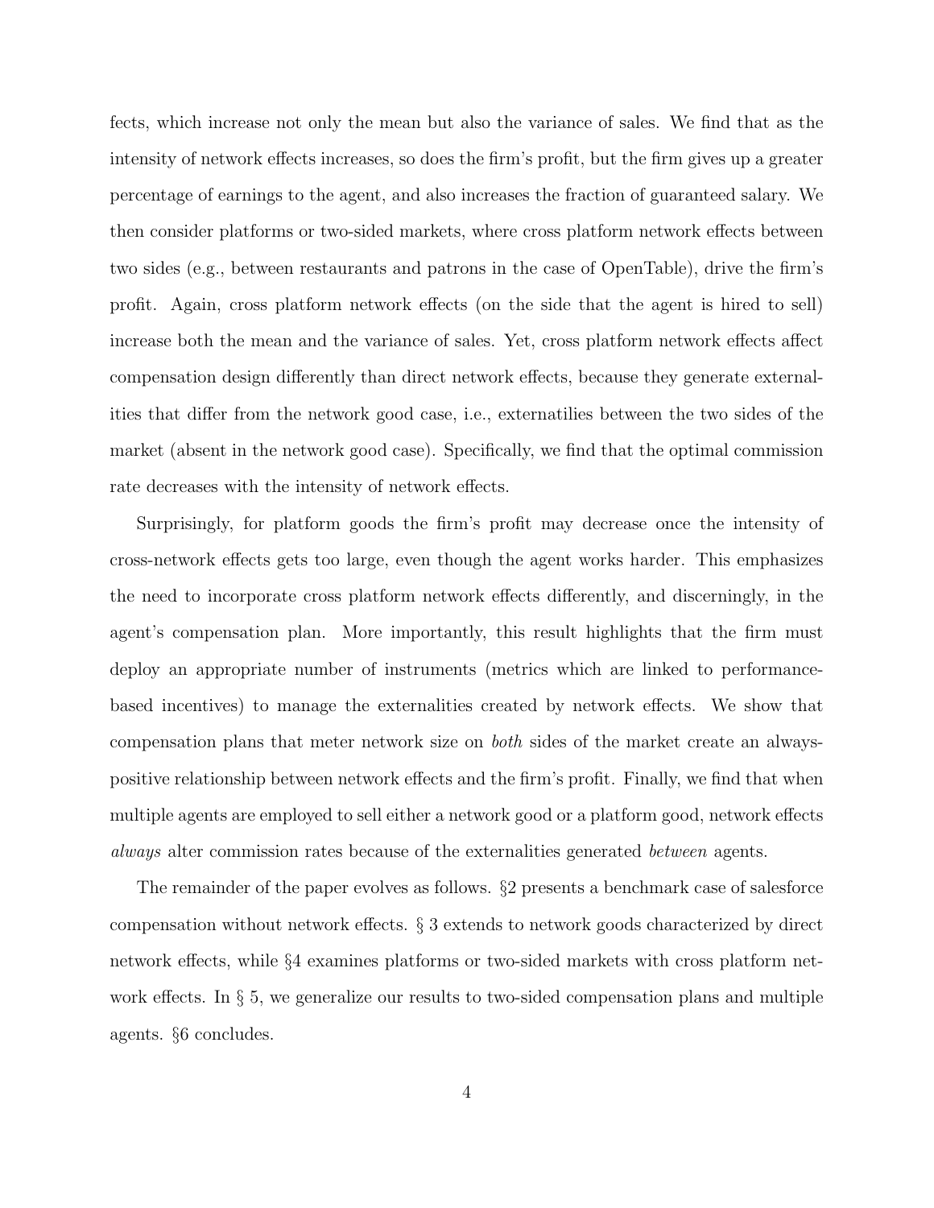fects, which increase not only the mean but also the variance of sales. We find that as the intensity of network effects increases, so does the firm's profit, but the firm gives up a greater percentage of earnings to the agent, and also increases the fraction of guaranteed salary. We then consider platforms or two-sided markets, where cross platform network effects between two sides (e.g., between restaurants and patrons in the case of OpenTable), drive the firm's profit. Again, cross platform network effects (on the side that the agent is hired to sell) increase both the mean and the variance of sales. Yet, cross platform network effects affect compensation design differently than direct network effects, because they generate externalities that differ from the network good case, i.e., externatilies between the two sides of the market (absent in the network good case). Specifically, we find that the optimal commission rate decreases with the intensity of network effects.

Surprisingly, for platform goods the firm's profit may decrease once the intensity of cross-network effects gets too large, even though the agent works harder. This emphasizes the need to incorporate cross platform network effects differently, and discerningly, in the agent's compensation plan. More importantly, this result highlights that the firm must deploy an appropriate number of instruments (metrics which are linked to performance-based incentives) to manage the externalities created by network effects. We show that compensation plans that meter network size on *both* sides of the market create an always-positive relationship between network effects and the firm's profit. Finally, we find that when multiple agents are employed to sell either a network good or a platform good, network effects *always* alter commission rates because of the externalities generated *between* agents.

The remainder of the paper evolves as follows. §2 presents a benchmark case of salesforce compensation without network effects. § 3 extends to network goods characterized by direct network effects, while §4 examines platforms or two-sided markets with cross platform network effects. In § 5, we generalize our results to two-sided compensation plans and multiple agents. §6 concludes.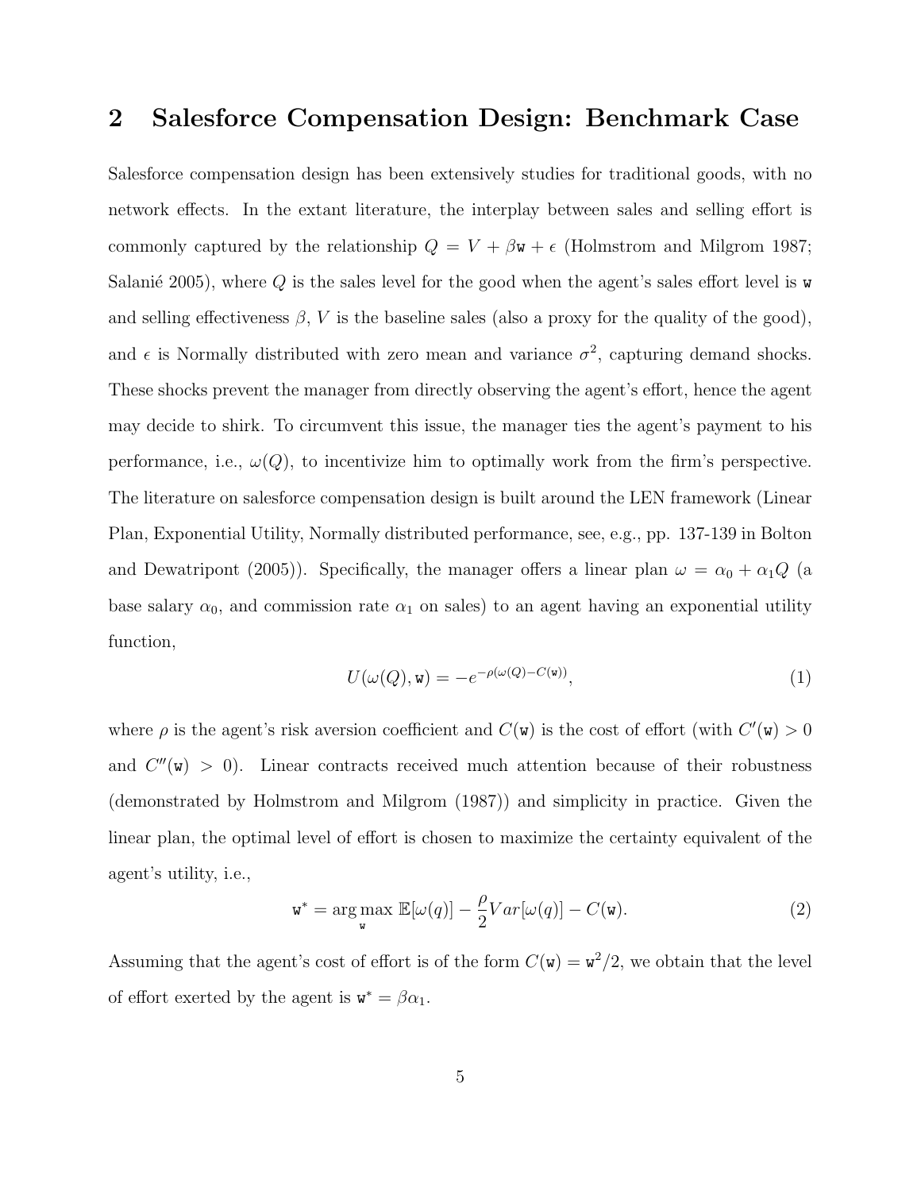## 2 Salesforce Compensation Design: Benchmark Case

Salesforce compensation design has been extensively studies for traditional goods, with no network effects. In the extant literature, the interplay between sales and selling effort is commonly captured by the relationship $Q = V + \beta \mathtt{w} + \epsilon$ (Holmstrom and Milgrom 1987; Salanié 2005), where $Q$ is the sales level for the good when the agent's sales effort level is $\mathtt{w}$ and selling effectiveness $\beta$, $V$ is the baseline sales (also a proxy for the quality of the good), and $\epsilon$ is Normally distributed with zero mean and variance $\sigma^2$, capturing demand shocks. These shocks prevent the manager from directly observing the agent's effort, hence the agent may decide to shirk. To circumvent this issue, the manager ties the agent's payment to his performance, i.e., $\omega(Q)$, to incentivize him to optimally work from the firm's perspective. The literature on salesforce compensation design is built around the LEN framework (Linear Plan, Exponential Utility, Normally distributed performance, see, e.g., pp. 137-139 in Bolton and Dewatripont (2005)). Specifically, the manager offers a linear plan $\omega = \alpha_0 + \alpha_1 Q$ (a base salary $\alpha_0$, and commission rate $\alpha_1$ on sales) to an agent having an exponential utility function,

$$U(\omega(Q), \mathtt{w}) = -e^{-\rho(\omega(Q) - C(\mathtt{w}))}, \tag{1}$$

where $\rho$ is the agent's risk aversion coefficient and $C(\mathtt{w})$ is the cost of effort (with $C'(\mathtt{w}) > 0$ and $C''(\mathtt{w}) > 0$). Linear contracts received much attention because of their robustness (demonstrated by Holmstrom and Milgrom (1987)) and simplicity in practice. Given the linear plan, the optimal level of effort is chosen to maximize the certainty equivalent of the agent's utility, i.e.,

$$\mathtt{w}^* = \arg\max_{\mathtt{w}} \mathbb{E}[\omega(q)] - \frac{\rho}{2} Var[\omega(q)] - C(\mathtt{w}). \tag{2}$$

Assuming that the agent's cost of effort is of the form $C(\mathtt{w}) = \mathtt{w}^2/2$, we obtain that the level of effort exerted by the agent is $\mathtt{w}^* = \beta\alpha_1$.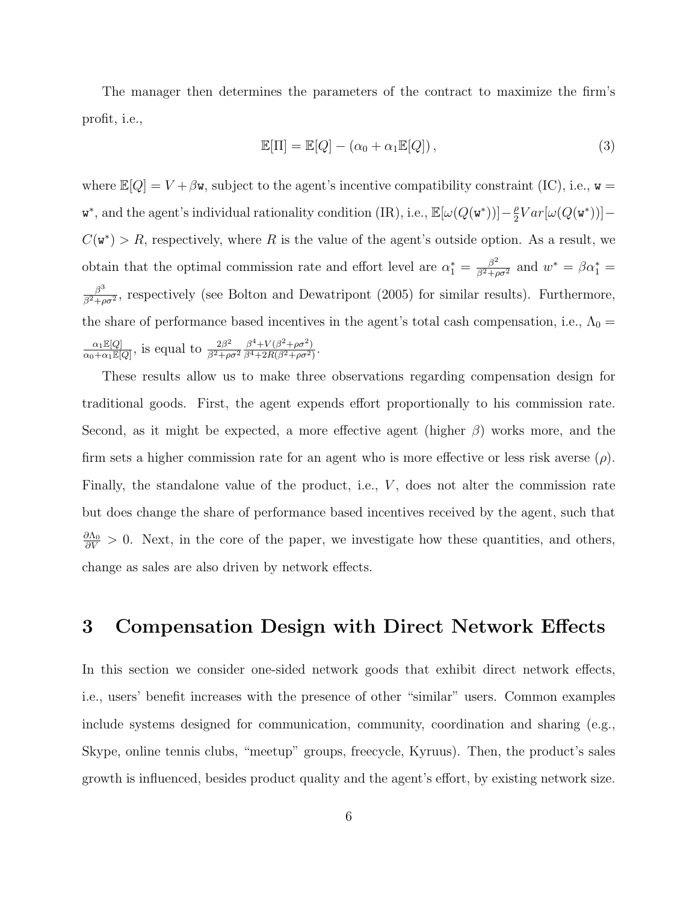The manager then determines the parameters of the contract to maximize the firm's profit, i.e.,

$$\mathbb{E}[\Pi] = \mathbb{E}[Q] - (\alpha_0 + \alpha_1 \mathbb{E}[Q]), \tag{3}$$

where $\mathbb{E}[Q] = V + \beta \mathtt{w}$, subject to the agent's incentive compatibility constraint (IC), i.e., $\mathtt{w} = \mathtt{w}^*$, and the agent's individual rationality condition (IR), i.e., $\mathbb{E}[\omega(Q(\mathtt{w}^*))] - \frac{\rho}{2} Var[\omega(Q(\mathtt{w}^*))] - C(\mathtt{w}^*) > R$, respectively, where $R$ is the value of the agent's outside option. As a result, we obtain that the optimal commission rate and effort level are $\alpha_1^* = \frac{\beta^2}{\beta^2 + \rho\sigma^2}$ and $w^* = \beta\alpha_1^* = \frac{\beta^3}{\beta^2+\rho\sigma^2}$, respectively (see Bolton and Dewatripont (2005) for similar results). Furthermore, the share of performance based incentives in the agent's total cash compensation, i.e., $\Lambda_0 = \frac{\alpha_1 \mathbb{E}[Q]}{\alpha_0 + \alpha_1 \mathbb{E}[Q]}$, is equal to $\frac{2\beta^2}{\beta^2+\rho\sigma^2} \frac{\beta^4 + V(\beta^2+\rho\sigma^2)}{\beta^4 + 2R(\beta^2+\rho\sigma^2)}$.

These results allow us to make three observations regarding compensation design for traditional goods. First, the agent expends effort proportionally to his commission rate. Second, as it might be expected, a more effective agent (higher $\beta$) works more, and the firm sets a higher commission rate for an agent who is more effective or less risk averse ($\rho$). Finally, the standalone value of the product, i.e., $V$, does not alter the commission rate but does change the share of performance based incentives received by the agent, such that $\frac{\partial \Lambda_0}{\partial V} > 0$. Next, in the core of the paper, we investigate how these quantities, and others, change as sales are also driven by network effects.

# 3 Compensation Design with Direct Network Effects

In this section we consider one-sided network goods that exhibit direct network effects, i.e., users' benefit increases with the presence of other "similar" users. Common examples include systems designed for communication, community, coordination and sharing (e.g., Skype, online tennis clubs, "meetup" groups, freecycle, Kyruus). Then, the product's sales growth is influenced, besides product quality and the agent's effort, by existing network size.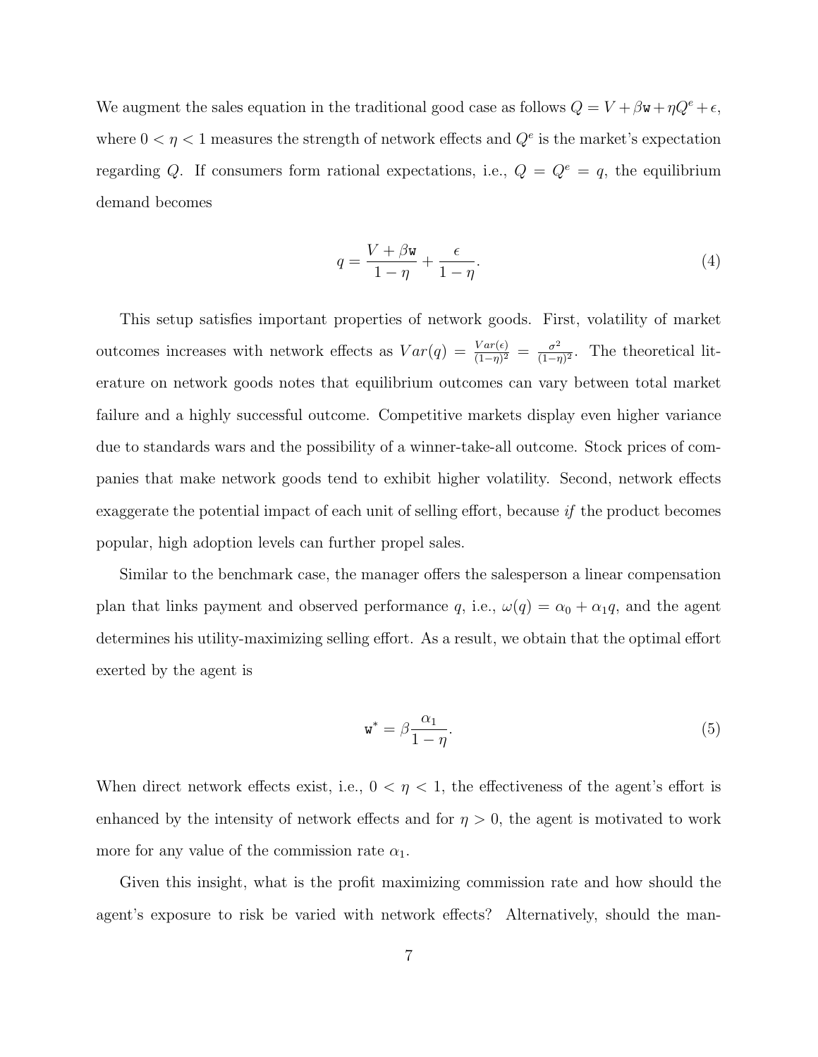We augment the sales equation in the traditional good case as follows $Q = V + \beta \mathtt{w} + \eta Q^e + \epsilon$, where $0 < \eta < 1$ measures the strength of network effects and $Q^e$ is the market's expectation regarding $Q$. If consumers form rational expectations, i.e., $Q = Q^e = q$, the equilibrium demand becomes

$$q = \frac{V + \beta \mathtt{w}}{1 - \eta} + \frac{\epsilon}{1 - \eta}. \tag{4}$$

This setup satisfies important properties of network goods. First, volatility of market outcomes increases with network effects as $Var(q) = \frac{Var(\epsilon)}{(1-\eta)^2} = \frac{\sigma^2}{(1-\eta)^2}$. The theoretical literature on network goods notes that equilibrium outcomes can vary between total market failure and a highly successful outcome. Competitive markets display even higher variance due to standards wars and the possibility of a winner-take-all outcome. Stock prices of companies that make network goods tend to exhibit higher volatility. Second, network effects exaggerate the potential impact of each unit of selling effort, because *if* the product becomes popular, high adoption levels can further propel sales.

Similar to the benchmark case, the manager offers the salesperson a linear compensation plan that links payment and observed performance $q$, i.e., $\omega(q) = \alpha_0 + \alpha_1 q$, and the agent determines his utility-maximizing selling effort. As a result, we obtain that the optimal effort exerted by the agent is

$$\mathtt{w}^* = \beta \frac{\alpha_1}{1 - \eta}. \tag{5}$$

When direct network effects exist, i.e., $0 < \eta < 1$, the effectiveness of the agent's effort is enhanced by the intensity of network effects and for $\eta > 0$, the agent is motivated to work more for any value of the commission rate $\alpha_1$.

Given this insight, what is the profit maximizing commission rate and how should the agent's exposure to risk be varied with network effects? Alternatively, should the man-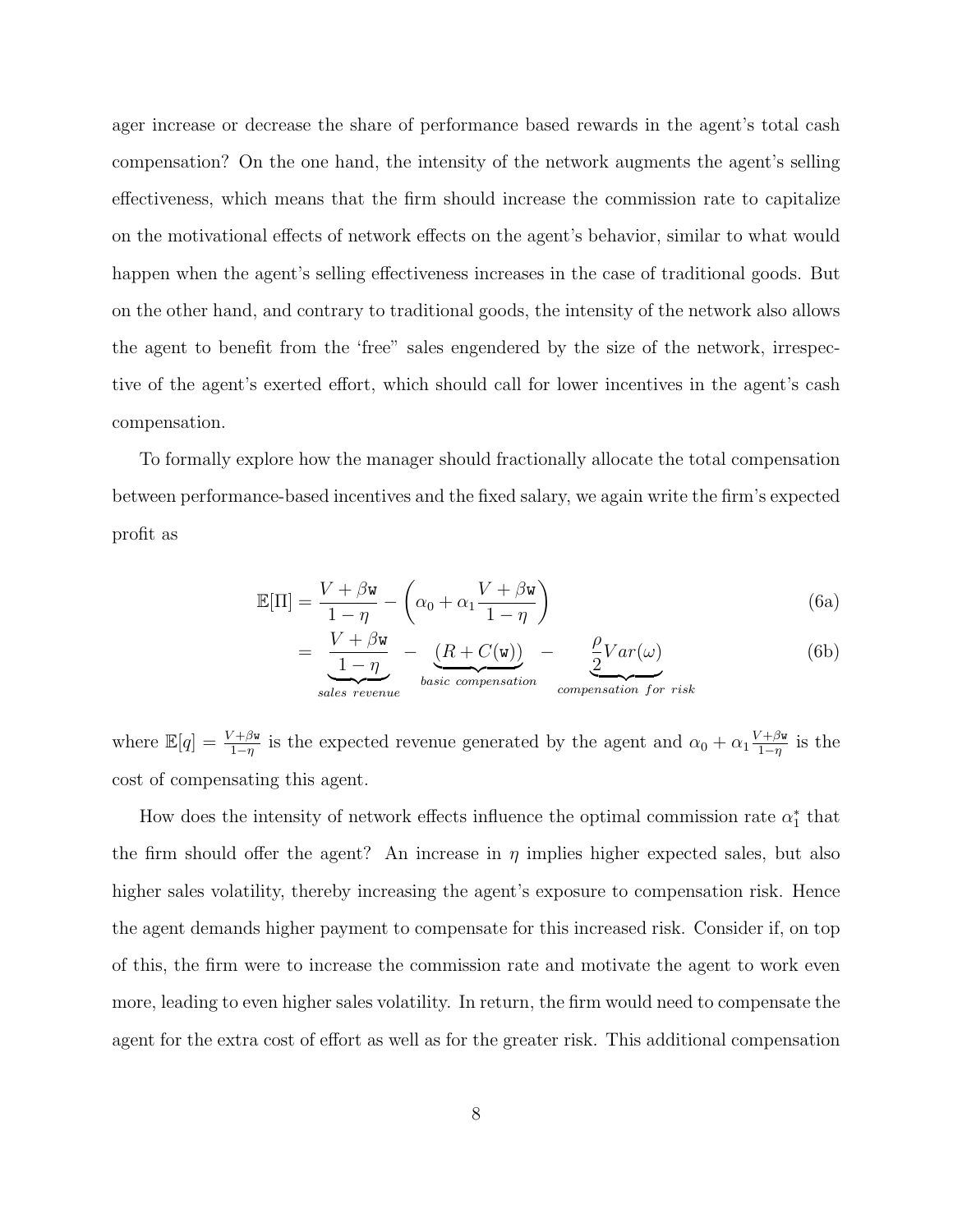ager increase or decrease the share of performance based rewards in the agent's total cash compensation? On the one hand, the intensity of the network augments the agent's selling effectiveness, which means that the firm should increase the commission rate to capitalize on the motivational effects of network effects on the agent's behavior, similar to what would happen when the agent's selling effectiveness increases in the case of traditional goods. But on the other hand, and contrary to traditional goods, the intensity of the network also allows the agent to benefit from the 'free" sales engendered by the size of the network, irrespective of the agent's exerted effort, which should call for lower incentives in the agent's cash compensation.

To formally explore how the manager should fractionally allocate the total compensation between performance-based incentives and the fixed salary, we again write the firm's expected profit as

$$\mathbb{E}[\Pi] = \frac{V + \beta \mathtt{w}}{1 - \eta} - \left( \alpha_0 + \alpha_1 \frac{V + \beta \mathtt{w}}{1 - \eta} \right) \tag{6a}$$

$$= \underbrace{\frac{V + \beta \mathtt{w}}{1 - \eta}}_{sales\ revenue} - \underbrace{(R + C(\mathtt{w}))}_{basic\ compensation} - \underbrace{\frac{\rho}{2} Var(\omega)}_{compensation\ for\ risk} \tag{6b}$$

where $\mathbb{E}[q] = \frac{V+\beta \mathtt{w}}{1-\eta}$ is the expected revenue generated by the agent and $\alpha_0 + \alpha_1 \frac{V+\beta \mathtt{w}}{1-\eta}$ is the cost of compensating this agent.

How does the intensity of network effects influence the optimal commission rate $\alpha_1^*$ that the firm should offer the agent? An increase in $\eta$ implies higher expected sales, but also higher sales volatility, thereby increasing the agent's exposure to compensation risk. Hence the agent demands higher payment to compensate for this increased risk. Consider if, on top of this, the firm were to increase the commission rate and motivate the agent to work even more, leading to even higher sales volatility. In return, the firm would need to compensate the agent for the extra cost of effort as well as for the greater risk. This additional compensation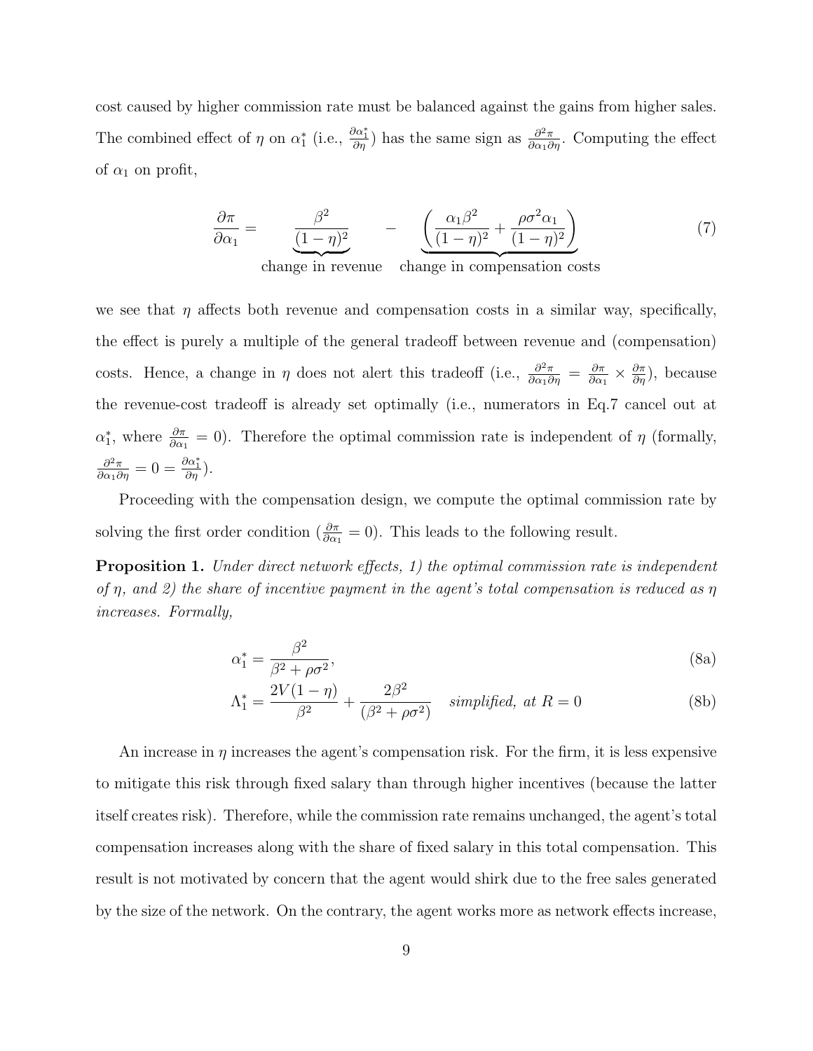cost caused by higher commission rate must be balanced against the gains from higher sales. The combined effect of $\eta$ on $\alpha_1^*$ (i.e., $\frac{\partial \alpha_1^*}{\partial \eta}$) has the same sign as $\frac{\partial^2 \pi}{\partial \alpha_1 \partial \eta}$. Computing the effect of $\alpha_1$ on profit,

$$\frac{\partial \pi}{\partial \alpha_1} = \underbrace{\frac{\beta^2}{(1-\eta)^2}}_{\text{change in revenue}} - \underbrace{\left(\frac{\alpha_1 \beta^2}{(1-\eta)^2} + \frac{\rho \sigma^2 \alpha_1}{(1-\eta)^2}\right)}_{\text{change in compensation costs}} \tag{7}$$

we see that $\eta$ affects both revenue and compensation costs in a similar way, specifically, the effect is purely a multiple of the general tradeoff between revenue and (compensation) costs. Hence, a change in $\eta$ does not alert this tradeoff (i.e., $\frac{\partial^2 \pi}{\partial \alpha_1 \partial \eta} = \frac{\partial \pi}{\partial \alpha_1} \times \frac{\partial \pi}{\partial \eta}$), because the revenue-cost tradeoff is already set optimally (i.e., numerators in Eq.7 cancel out at $\alpha_1^*$, where $\frac{\partial \pi}{\partial \alpha_1} = 0$). Therefore the optimal commission rate is independent of $\eta$ (formally, $\frac{\partial^2 \pi}{\partial \alpha_1 \partial \eta} = 0 = \frac{\partial \alpha_1^*}{\partial \eta}$).

Proceeding with the compensation design, we compute the optimal commission rate by solving the first order condition ($\frac{\partial \pi}{\partial \alpha_1} = 0$). This leads to the following result.

**Proposition 1.** *Under direct network effects, 1) the optimal commission rate is independent of $\eta$, and 2) the share of incentive payment in the agent's total compensation is reduced as $\eta$ increases. Formally,*

$$\alpha_1^* = \frac{\beta^2}{\beta^2 + \rho \sigma^2}, \tag{8a}$$

$$\Lambda_1^* = \frac{2V(1-\eta)}{\beta^2} + \frac{2\beta^2}{(\beta^2 + \rho\sigma^2)} \quad \textit{simplified, at } R = 0 \tag{8b}$$

An increase in $\eta$ increases the agent's compensation risk. For the firm, it is less expensive to mitigate this risk through fixed salary than through higher incentives (because the latter itself creates risk). Therefore, while the commission rate remains unchanged, the agent's total compensation increases along with the share of fixed salary in this total compensation. This result is not motivated by concern that the agent would shirk due to the free sales generated by the size of the network. On the contrary, the agent works more as network effects increase,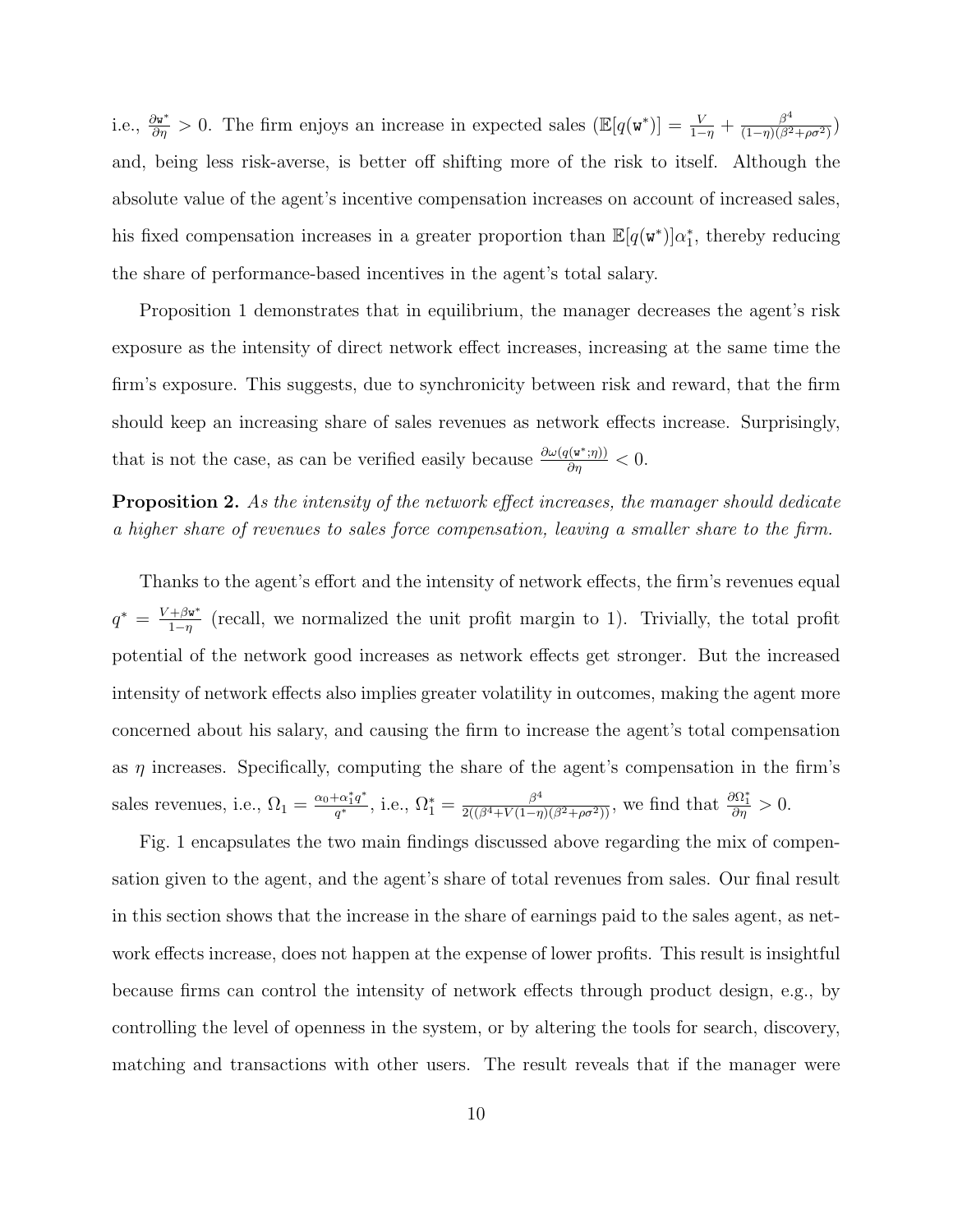i.e., $\frac{\partial \mathtt{w}^*}{\partial \eta} > 0$. The firm enjoys an increase in expected sales ($\mathbb{E}[q(\mathtt{w}^*)] = \frac{V}{1-\eta} + \frac{\beta^4}{(1-\eta)(\beta^2+\rho\sigma^2)}$) and, being less risk-averse, is better off shifting more of the risk to itself. Although the absolute value of the agent's incentive compensation increases on account of increased sales, his fixed compensation increases in a greater proportion than $\mathbb{E}[q(\mathtt{w}^*)]\alpha_1^*$, thereby reducing the share of performance-based incentives in the agent's total salary.

Proposition 1 demonstrates that in equilibrium, the manager decreases the agent's risk exposure as the intensity of direct network effect increases, increasing at the same time the firm's exposure. This suggests, due to synchronicity between risk and reward, that the firm should keep an increasing share of sales revenues as network effects increase. Surprisingly, that is not the case, as can be verified easily because $\frac{\partial \omega(q(\mathtt{w}^*;\eta))}{\partial \eta} < 0$.

**Proposition 2.** *As the intensity of the network effect increases, the manager should dedicate a higher share of revenues to sales force compensation, leaving a smaller share to the firm.*

Thanks to the agent's effort and the intensity of network effects, the firm's revenues equal $q^* = \frac{V+\beta\mathtt{w}^*}{1-\eta}$ (recall, we normalized the unit profit margin to 1). Trivially, the total profit potential of the network good increases as network effects get stronger. But the increased intensity of network effects also implies greater volatility in outcomes, making the agent more concerned about his salary, and causing the firm to increase the agent's total compensation as $\eta$ increases. Specifically, computing the share of the agent's compensation in the firm's sales revenues, i.e., $\Omega_1 = \frac{\alpha_0+\alpha_1^* q^*}{q^*}$, i.e., $\Omega_1^* = \frac{\beta^4}{2((\beta^4+V(1-\eta)(\beta^2+\rho\sigma^2))}$, we find that $\frac{\partial \Omega_1^*}{\partial \eta} > 0$.

Fig. 1 encapsulates the two main findings discussed above regarding the mix of compensation given to the agent, and the agent's share of total revenues from sales. Our final result in this section shows that the increase in the share of earnings paid to the sales agent, as network effects increase, does not happen at the expense of lower profits. This result is insightful because firms can control the intensity of network effects through product design, e.g., by controlling the level of openness in the system, or by altering the tools for search, discovery, matching and transactions with other users. The result reveals that if the manager were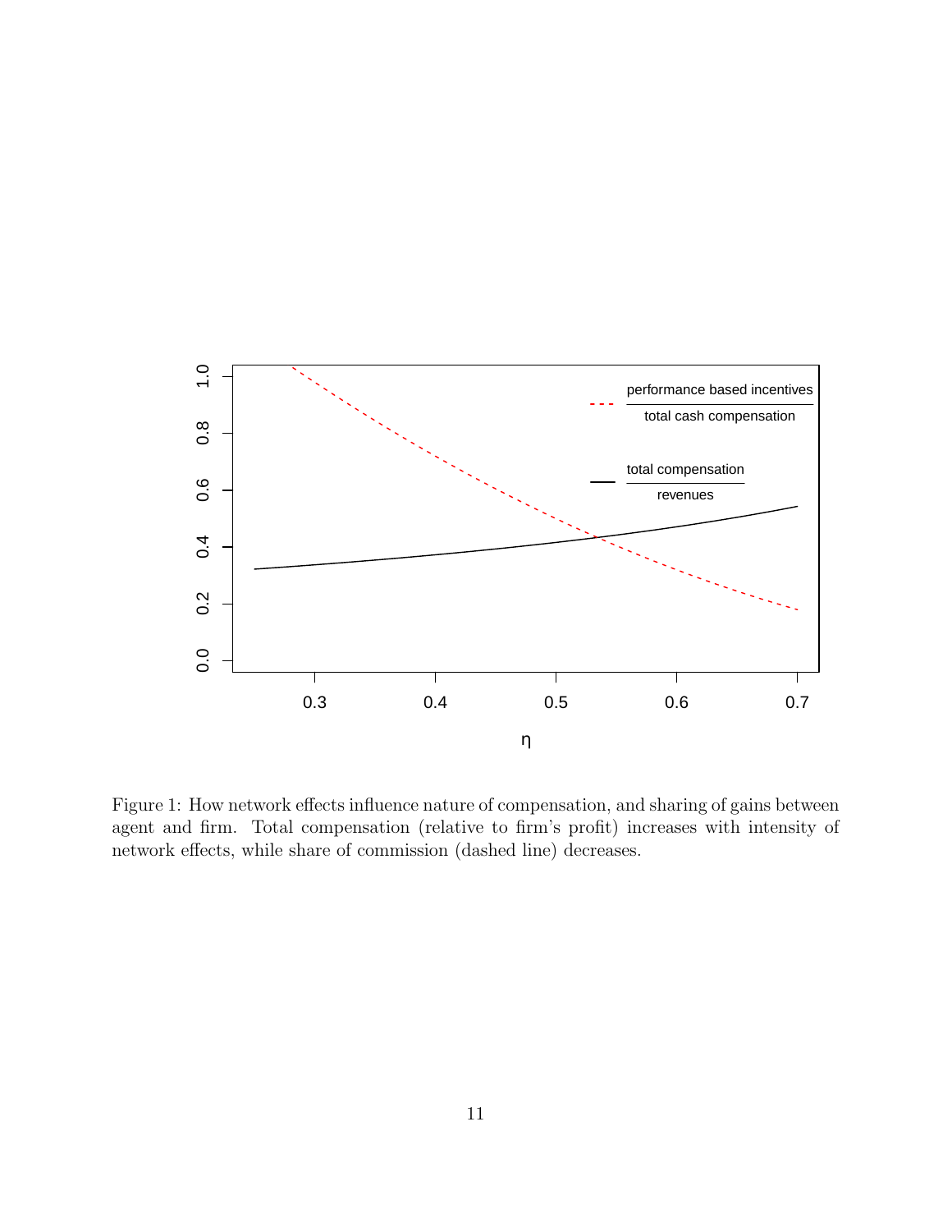Figure 1: How network effects influence nature of compensation, and sharing of gains between agent and firm. Total compensation (relative to firm's profit) increases with intensity of network effects, while share of commission (dashed line) decreases.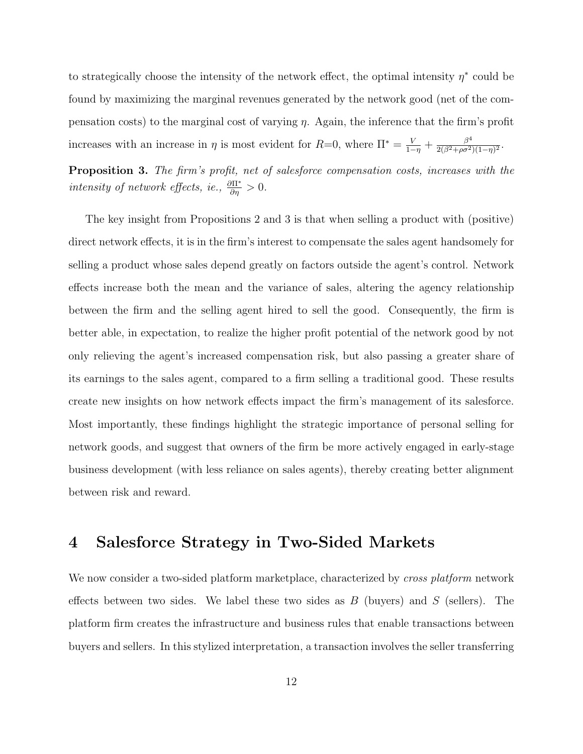to strategically choose the intensity of the network effect, the optimal intensity $\eta^*$ could be found by maximizing the marginal revenues generated by the network good (net of the compensation costs) to the marginal cost of varying $\eta$. Again, the inference that the firm's profit increases with an increase in $\eta$ is most evident for $R$=0, where $\Pi^* = \frac{V}{1-\eta} + \frac{\beta^4}{2(\beta^2+\rho\sigma^2)(1-\eta)^2}$.

**Proposition 3.** *The firm's profit, net of salesforce compensation costs, increases with the intensity of network effects, ie.,* $\frac{\partial \Pi^*}{\partial \eta} > 0$.

The key insight from Propositions 2 and 3 is that when selling a product with (positive) direct network effects, it is in the firm's interest to compensate the sales agent handsomely for selling a product whose sales depend greatly on factors outside the agent's control. Network effects increase both the mean and the variance of sales, altering the agency relationship between the firm and the selling agent hired to sell the good. Consequently, the firm is better able, in expectation, to realize the higher profit potential of the network good by not only relieving the agent's increased compensation risk, but also passing a greater share of its earnings to the sales agent, compared to a firm selling a traditional good. These results create new insights on how network effects impact the firm's management of its salesforce. Most importantly, these findings highlight the strategic importance of personal selling for network goods, and suggest that owners of the firm be more actively engaged in early-stage business development (with less reliance on sales agents), thereby creating better alignment between risk and reward.

# 4 Salesforce Strategy in Two-Sided Markets

We now consider a two-sided platform marketplace, characterized by *cross platform* network effects between two sides. We label these two sides as $B$ (buyers) and $S$ (sellers). The platform firm creates the infrastructure and business rules that enable transactions between buyers and sellers. In this stylized interpretation, a transaction involves the seller transferring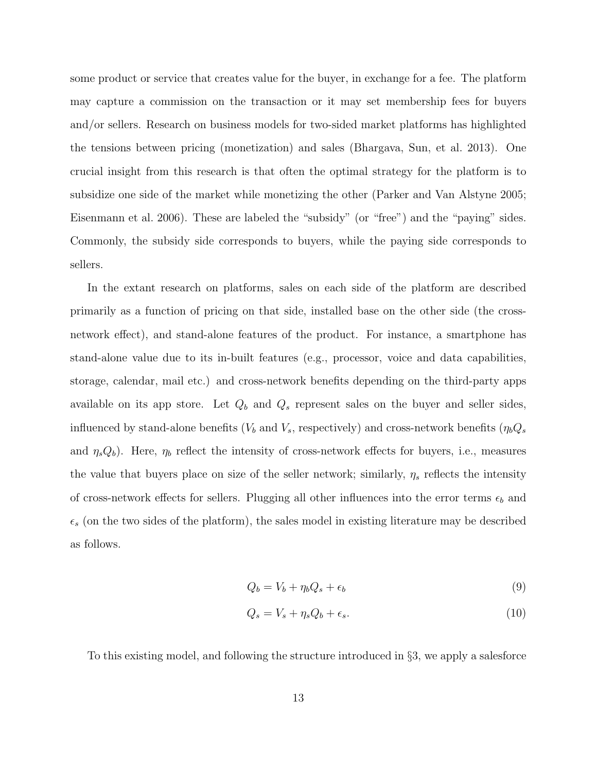some product or service that creates value for the buyer, in exchange for a fee. The platform may capture a commission on the transaction or it may set membership fees for buyers and/or sellers. Research on business models for two-sided market platforms has highlighted the tensions between pricing (monetization) and sales (Bhargava, Sun, et al. 2013). One crucial insight from this research is that often the optimal strategy for the platform is to subsidize one side of the market while monetizing the other (Parker and Van Alstyne 2005; Eisenmann et al. 2006). These are labeled the "subsidy" (or "free") and the "paying" sides. Commonly, the subsidy side corresponds to buyers, while the paying side corresponds to sellers.

In the extant research on platforms, sales on each side of the platform are described primarily as a function of pricing on that side, installed base on the other side (the cross-network effect), and stand-alone features of the product. For instance, a smartphone has stand-alone value due to its in-built features (e.g., processor, voice and data capabilities, storage, calendar, mail etc.) and cross-network benefits depending on the third-party apps available on its app store. Let $Q_b$ and $Q_s$ represent sales on the buyer and seller sides, influenced by stand-alone benefits ($V_b$ and $V_s$, respectively) and cross-network benefits ($\eta_b Q_s$ and $\eta_s Q_b$). Here, $\eta_b$ reflect the intensity of cross-network effects for buyers, i.e., measures the value that buyers place on size of the seller network; similarly, $\eta_s$ reflects the intensity of cross-network effects for sellers. Plugging all other influences into the error terms $\epsilon_b$ and $\epsilon_s$ (on the two sides of the platform), the sales model in existing literature may be described as follows.

$$Q_b = V_b + \eta_b Q_s + \epsilon_b \tag{9}$$

$$Q_s = V_s + \eta_s Q_b + \epsilon_s. \tag{10}$$

To this existing model, and following the structure introduced in §3, we apply a salesforce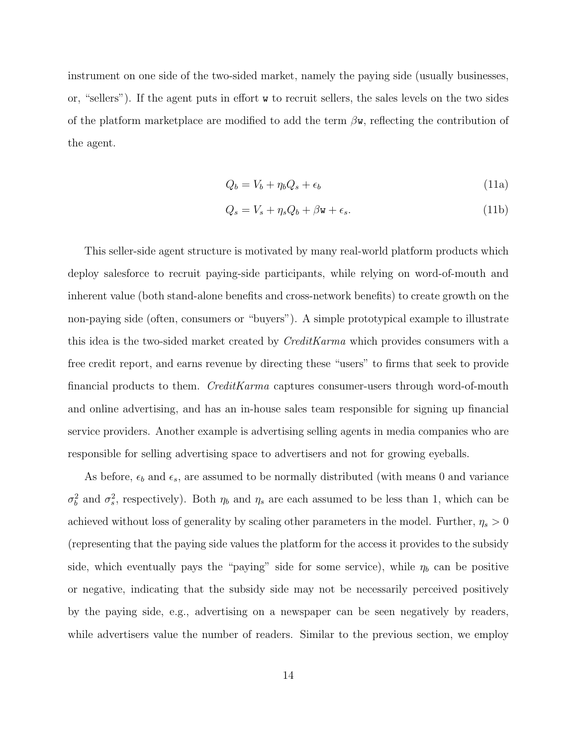instrument on one side of the two-sided market, namely the paying side (usually businesses, or, "sellers"). If the agent puts in effort $\mathtt{w}$ to recruit sellers, the sales levels on the two sides of the platform marketplace are modified to add the term $\beta\mathtt{w}$, reflecting the contribution of the agent.

$$Q_b = V_b + \eta_b Q_s + \epsilon_b \tag{11a}$$

$$Q_s = V_s + \eta_s Q_b + \beta\mathtt{w} + \epsilon_s. \tag{11b}$$

This seller-side agent structure is motivated by many real-world platform products which deploy salesforce to recruit paying-side participants, while relying on word-of-mouth and inherent value (both stand-alone benefits and cross-network benefits) to create growth on the non-paying side (often, consumers or "buyers"). A simple prototypical example to illustrate this idea is the two-sided market created by *CreditKarma* which provides consumers with a free credit report, and earns revenue by directing these "users" to firms that seek to provide financial products to them. *CreditKarma* captures consumer-users through word-of-mouth and online advertising, and has an in-house sales team responsible for signing up financial service providers. Another example is advertising selling agents in media companies who are responsible for selling advertising space to advertisers and not for growing eyeballs.

As before, $\epsilon_b$ and $\epsilon_s$, are assumed to be normally distributed (with means 0 and variance $\sigma_b^2$ and $\sigma_s^2$, respectively). Both $\eta_b$ and $\eta_s$ are each assumed to be less than 1, which can be achieved without loss of generality by scaling other parameters in the model. Further, $\eta_s > 0$ (representing that the paying side values the platform for the access it provides to the subsidy side, which eventually pays the "paying" side for some service), while $\eta_b$ can be positive or negative, indicating that the subsidy side may not be necessarily perceived positively by the paying side, e.g., advertising on a newspaper can be seen negatively by readers, while advertisers value the number of readers. Similar to the previous section, we employ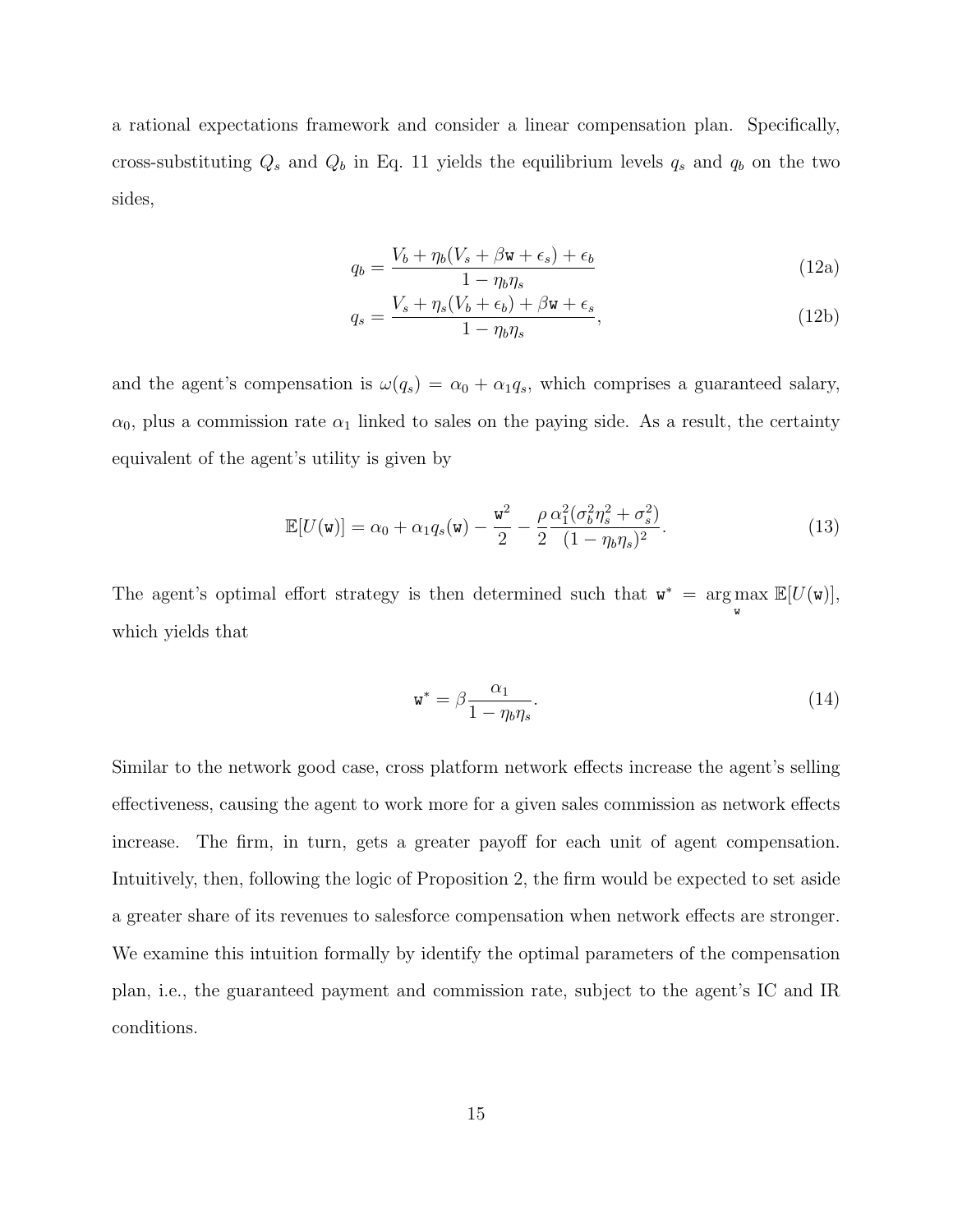a rational expectations framework and consider a linear compensation plan. Specifically, cross-substituting $Q_s$ and $Q_b$ in Eq. 11 yields the equilibrium levels $q_s$ and $q_b$ on the two sides,

$$q_b = \frac{V_b + \eta_b(V_s + \beta \mathtt{w} + \epsilon_s) + \epsilon_b}{1 - \eta_b \eta_s} \tag{12a}$$

$$q_s = \frac{V_s + \eta_s(V_b + \epsilon_b) + \beta \mathtt{w} + \epsilon_s}{1 - \eta_b \eta_s}, \tag{12b}$$

and the agent's compensation is $\omega(q_s) = \alpha_0 + \alpha_1 q_s$, which comprises a guaranteed salary, $\alpha_0$, plus a commission rate $\alpha_1$ linked to sales on the paying side. As a result, the certainty equivalent of the agent's utility is given by

$$\mathbb{E}[U(\mathtt{w})] = \alpha_0 + \alpha_1 q_s(\mathtt{w}) - \frac{\mathtt{w}^2}{2} - \frac{\rho}{2} \frac{\alpha_1^2(\sigma_b^2 \eta_s^2 + \sigma_s^2)}{(1 - \eta_b \eta_s)^2}. \tag{13}$$

The agent's optimal effort strategy is then determined such that $\mathtt{w}^* = \arg\max_{\mathtt{w}} \mathbb{E}[U(\mathtt{w})]$, which yields that

$$\mathtt{w}^* = \beta \frac{\alpha_1}{1 - \eta_b \eta_s}. \tag{14}$$

Similar to the network good case, cross platform network effects increase the agent's selling effectiveness, causing the agent to work more for a given sales commission as network effects increase. The firm, in turn, gets a greater payoff for each unit of agent compensation. Intuitively, then, following the logic of Proposition 2, the firm would be expected to set aside a greater share of its revenues to salesforce compensation when network effects are stronger. We examine this intuition formally by identify the optimal parameters of the compensation plan, i.e., the guaranteed payment and commission rate, subject to the agent's IC and IR conditions.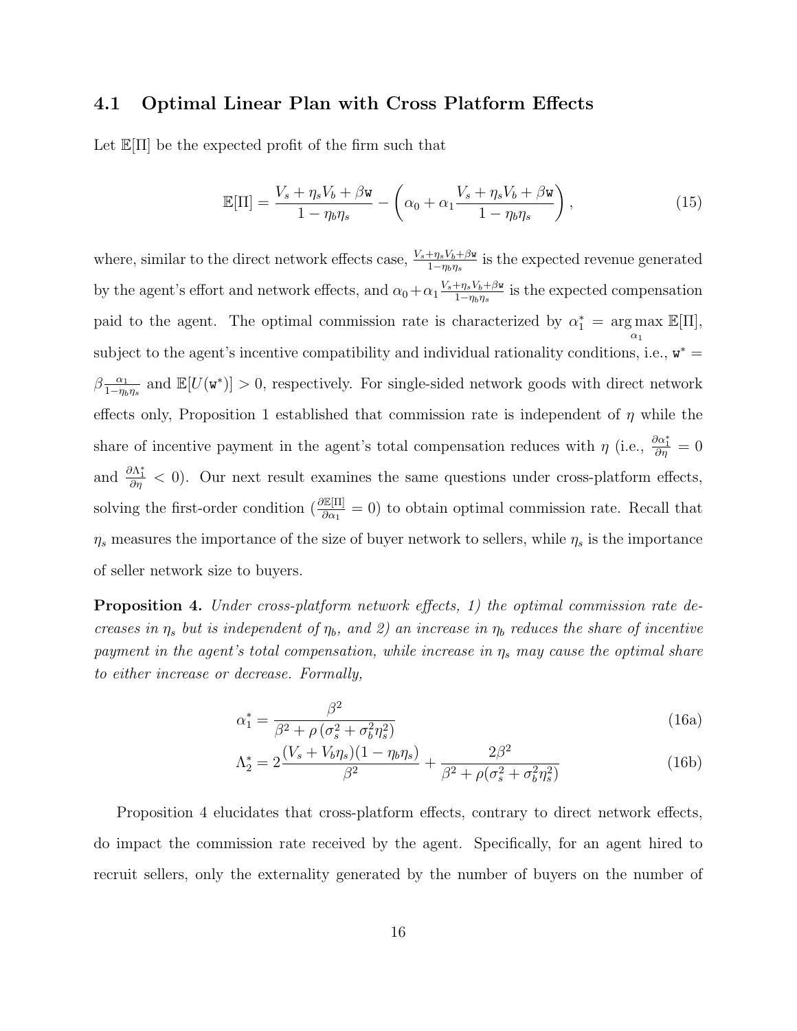### 4.1 Optimal Linear Plan with Cross Platform Effects

Let $\mathbb{E}[\Pi]$ be the expected profit of the firm such that

$$\mathbb{E}[\Pi] = \frac{V_s + \eta_s V_b + \beta \mathtt{w}}{1 - \eta_b \eta_s} - \left( \alpha_0 + \alpha_1 \frac{V_s + \eta_s V_b + \beta \mathtt{w}}{1 - \eta_b \eta_s} \right), \tag{15}$$

where, similar to the direct network effects case, $\frac{V_s + \eta_s V_b + \beta \mathtt{w}}{1 - \eta_b \eta_s}$ is the expected revenue generated by the agent's effort and network effects, and $\alpha_0 + \alpha_1 \frac{V_s + \eta_s V_b + \beta \mathtt{w}}{1 - \eta_b \eta_s}$ is the expected compensation paid to the agent. The optimal commission rate is characterized by $\alpha_1^* = \arg\max_{\alpha_1} \mathbb{E}[\Pi]$, subject to the agent's incentive compatibility and individual rationality conditions, i.e., $\mathtt{w}^* = \beta \frac{\alpha_1}{1 - \eta_b \eta_s}$ and $\mathbb{E}[U(\mathtt{w}^*)] > 0$, respectively. For single-sided network goods with direct network effects only, Proposition 1 established that commission rate is independent of $\eta$ while the share of incentive payment in the agent's total compensation reduces with $\eta$ (i.e., $\frac{\partial \alpha_1^*}{\partial \eta} = 0$ and $\frac{\partial \Lambda_1^*}{\partial \eta} < 0$). Our next result examines the same questions under cross-platform effects, solving the first-order condition ($\frac{\partial \mathbb{E}[\Pi]}{\partial \alpha_1} = 0$) to obtain optimal commission rate. Recall that $\eta_s$ measures the importance of the size of buyer network to sellers, while $\eta_s$ is the importance of seller network size to buyers.

**Proposition 4.** *Under cross-platform network effects, 1) the optimal commission rate decreases in $\eta_s$ but is independent of $\eta_b$, and 2) an increase in $\eta_b$ reduces the share of incentive payment in the agent's total compensation, while increase in $\eta_s$ may cause the optimal share to either increase or decrease. Formally,*

$$\alpha_1^* = \frac{\beta^2}{\beta^2 + \rho \left( \sigma_s^2 + \sigma_b^2 \eta_s^2 \right)} \tag{16a}$$

$$\Lambda_2^* = 2 \frac{(V_s + V_b \eta_s)(1 - \eta_b \eta_s)}{\beta^2} + \frac{2\beta^2}{\beta^2 + \rho(\sigma_s^2 + \sigma_b^2 \eta_s^2)} \tag{16b}$$

Proposition 4 elucidates that cross-platform effects, contrary to direct network effects, do impact the commission rate received by the agent. Specifically, for an agent hired to recruit sellers, only the externality generated by the number of buyers on the number of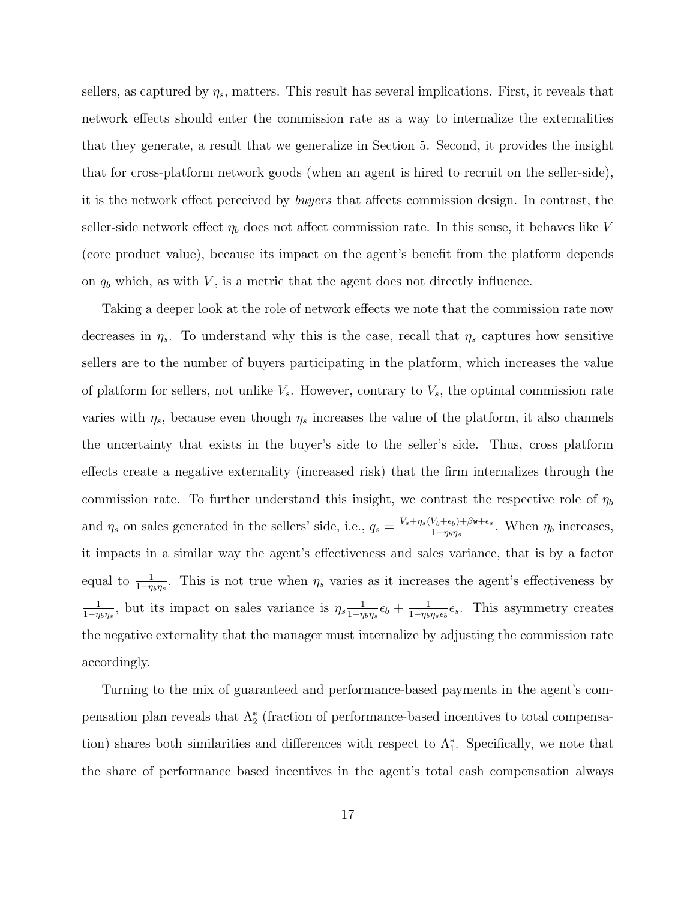sellers, as captured by $\eta_s$, matters. This result has several implications. First, it reveals that network effects should enter the commission rate as a way to internalize the externalities that they generate, a result that we generalize in Section 5. Second, it provides the insight that for cross-platform network goods (when an agent is hired to recruit on the seller-side), it is the network effect perceived by *buyers* that affects commission design. In contrast, the seller-side network effect $\eta_b$ does not affect commission rate. In this sense, it behaves like $V$ (core product value), because its impact on the agent's benefit from the platform depends on $q_b$ which, as with $V$, is a metric that the agent does not directly influence.

Taking a deeper look at the role of network effects we note that the commission rate now decreases in $\eta_s$. To understand why this is the case, recall that $\eta_s$ captures how sensitive sellers are to the number of buyers participating in the platform, which increases the value of platform for sellers, not unlike $V_s$. However, contrary to $V_s$, the optimal commission rate varies with $\eta_s$, because even though $\eta_s$ increases the value of the platform, it also channels the uncertainty that exists in the buyer's side to the seller's side. Thus, cross platform effects create a negative externality (increased risk) that the firm internalizes through the commission rate. To further understand this insight, we contrast the respective role of $\eta_b$ and $\eta_s$ on sales generated in the sellers' side, i.e., $q_s = \frac{V_s+\eta_s(V_b+\epsilon_b)+\beta \mathtt{w}+\epsilon_s}{1-\eta_b\eta_s}$. When $\eta_b$ increases, it impacts in a similar way the agent's effectiveness and sales variance, that is by a factor equal to $\frac{1}{1-\eta_b\eta_s}$. This is not true when $\eta_s$ varies as it increases the agent's effectiveness by $\frac{1}{1-\eta_b\eta_s}$, but its impact on sales variance is $\eta_s\frac{1}{1-\eta_b\eta_s}\epsilon_b + \frac{1}{1-\eta_b\eta_s\epsilon_b}\epsilon_s$. This asymmetry creates the negative externality that the manager must internalize by adjusting the commission rate accordingly.

Turning to the mix of guaranteed and performance-based payments in the agent's compensation plan reveals that $\Lambda_2^*$ (fraction of performance-based incentives to total compensation) shares both similarities and differences with respect to $\Lambda_1^*$. Specifically, we note that the share of performance based incentives in the agent's total cash compensation always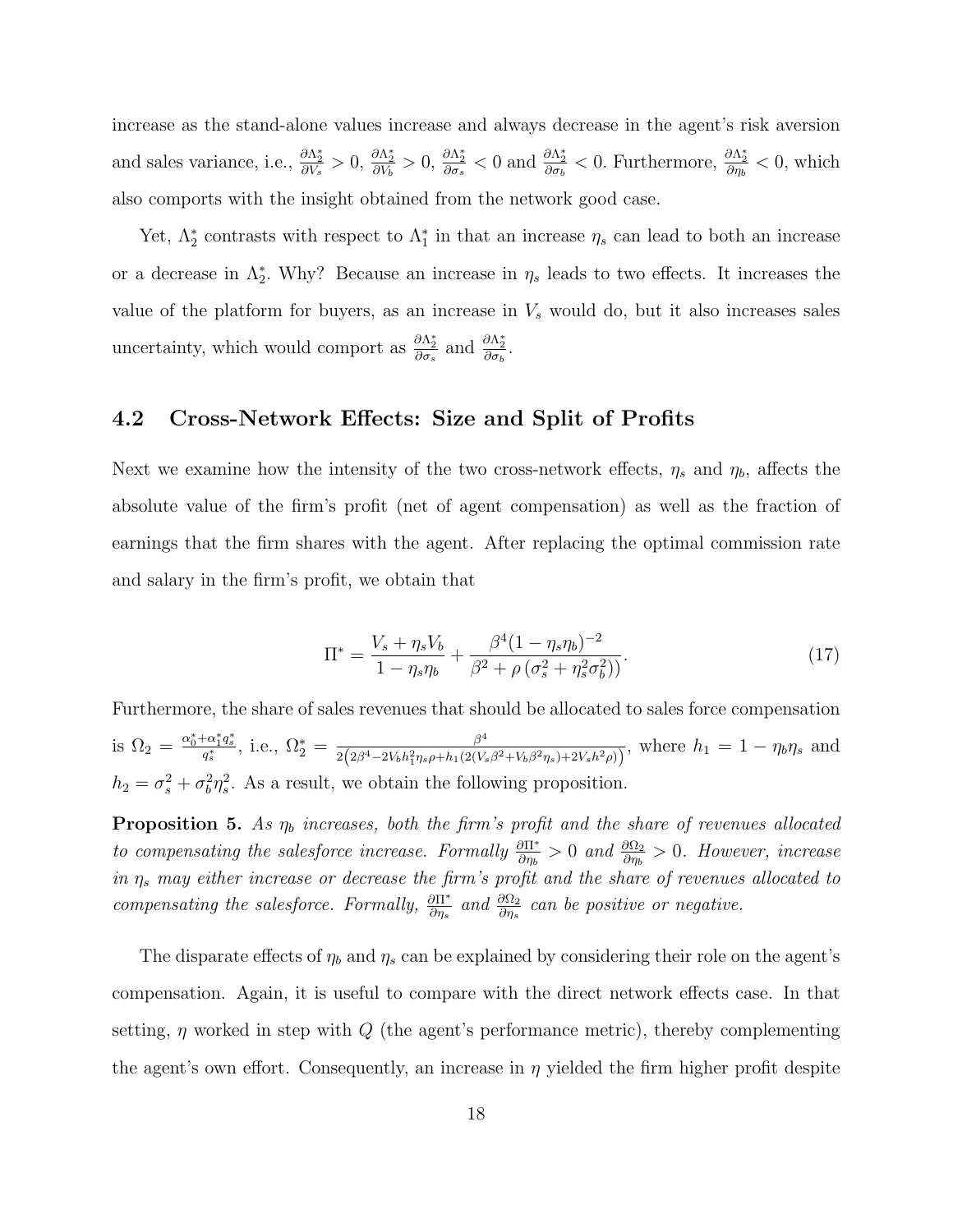increase as the stand-alone values increase and always decrease in the agent's risk aversion and sales variance, i.e., $\frac{\partial \Lambda_2^*}{\partial V_s} > 0$, $\frac{\partial \Lambda_2^*}{\partial V_b} > 0$, $\frac{\partial \Lambda_2^*}{\partial \sigma_s} < 0$ and $\frac{\partial \Lambda_2^*}{\partial \sigma_b} < 0$. Furthermore, $\frac{\partial \Lambda_2^*}{\partial \eta_b} < 0$, which also comports with the insight obtained from the network good case.

Yet, $\Lambda_2^*$ contrasts with respect to $\Lambda_1^*$ in that an increase $\eta_s$ can lead to both an increase or a decrease in $\Lambda_2^*$. Why? Because an increase in $\eta_s$ leads to two effects. It increases the value of the platform for buyers, as an increase in $V_s$ would do, but it also increases sales uncertainty, which would comport as $\frac{\partial \Lambda_2^*}{\partial \sigma_s}$ and $\frac{\partial \Lambda_2^*}{\partial \sigma_b}$.

## 4.2 Cross-Network Effects: Size and Split of Profits

Next we examine how the intensity of the two cross-network effects, $\eta_s$ and $\eta_b$, affects the absolute value of the firm's profit (net of agent compensation) as well as the fraction of earnings that the firm shares with the agent. After replacing the optimal commission rate and salary in the firm's profit, we obtain that

$$\Pi^* = \frac{V_s + \eta_s V_b}{1 - \eta_s \eta_b} + \frac{\beta^4 (1 - \eta_s \eta_b)^{-2}}{\beta^2 + \rho \left(\sigma_s^2 + \eta_s^2 \sigma_b^2\right)}. \tag{17}$$

Furthermore, the share of sales revenues that should be allocated to sales force compensation is $\Omega_2 = \frac{\alpha_0^* + \alpha_1^* q_s^*}{q_s^*}$, i.e., $\Omega_2^* = \frac{\beta^4}{2\left(2\beta^4 - 2V_b h_1^2 \eta_s \rho + h_1 (2(V_s \beta^2 + V_b \beta^2 \eta_s) + 2V_s h^2 \rho)\right)}$, where $h_1 = 1 - \eta_b \eta_s$ and $h_2 = \sigma_s^2 + \sigma_b^2 \eta_s^2$. As a result, we obtain the following proposition.

**Proposition 5.** *As $\eta_b$ increases, both the firm's profit and the share of revenues allocated to compensating the salesforce increase. Formally $\frac{\partial \Pi^*}{\partial \eta_b} > 0$ and $\frac{\partial \Omega_2}{\partial \eta_b} > 0$. However, increase in $\eta_s$ may either increase or decrease the firm's profit and the share of revenues allocated to compensating the salesforce. Formally, $\frac{\partial \Pi^*}{\partial \eta_s}$ and $\frac{\partial \Omega_2}{\partial \eta_s}$ can be positive or negative.*

The disparate effects of $\eta_b$ and $\eta_s$ can be explained by considering their role on the agent's compensation. Again, it is useful to compare with the direct network effects case. In that setting, $\eta$ worked in step with $Q$ (the agent's performance metric), thereby complementing the agent's own effort. Consequently, an increase in $\eta$ yielded the firm higher profit despite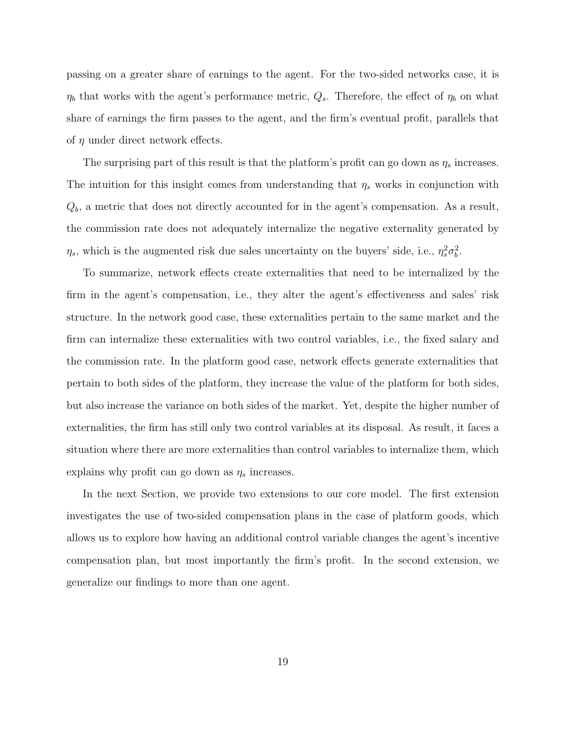passing on a greater share of earnings to the agent. For the two-sided networks case, it is $\eta_b$ that works with the agent's performance metric, $Q_s$. Therefore, the effect of $\eta_b$ on what share of earnings the firm passes to the agent, and the firm's eventual profit, parallels that of $\eta$ under direct network effects.

The surprising part of this result is that the platform's profit can go down as $\eta_s$ increases. The intuition for this insight comes from understanding that $\eta_s$ works in conjunction with $Q_b$, a metric that does not directly accounted for in the agent's compensation. As a result, the commission rate does not adequately internalize the negative externality generated by $\eta_s$, which is the augmented risk due sales uncertainty on the buyers' side, i.e., $\eta_s^2\sigma_b^2$.

To summarize, network effects create externalities that need to be internalized by the firm in the agent's compensation, i.e., they alter the agent's effectiveness and sales' risk structure. In the network good case, these externalities pertain to the same market and the firm can internalize these externalities with two control variables, i.e., the fixed salary and the commission rate. In the platform good case, network effects generate externalities that pertain to both sides of the platform, they increase the value of the platform for both sides, but also increase the variance on both sides of the market. Yet, despite the higher number of externalities, the firm has still only two control variables at its disposal. As result, it faces a situation where there are more externalities than control variables to internalize them, which explains why profit can go down as $\eta_s$ increases.

In the next Section, we provide two extensions to our core model. The first extension investigates the use of two-sided compensation plans in the case of platform goods, which allows us to explore how having an additional control variable changes the agent's incentive compensation plan, but most importantly the firm's profit. In the second extension, we generalize our findings to more than one agent.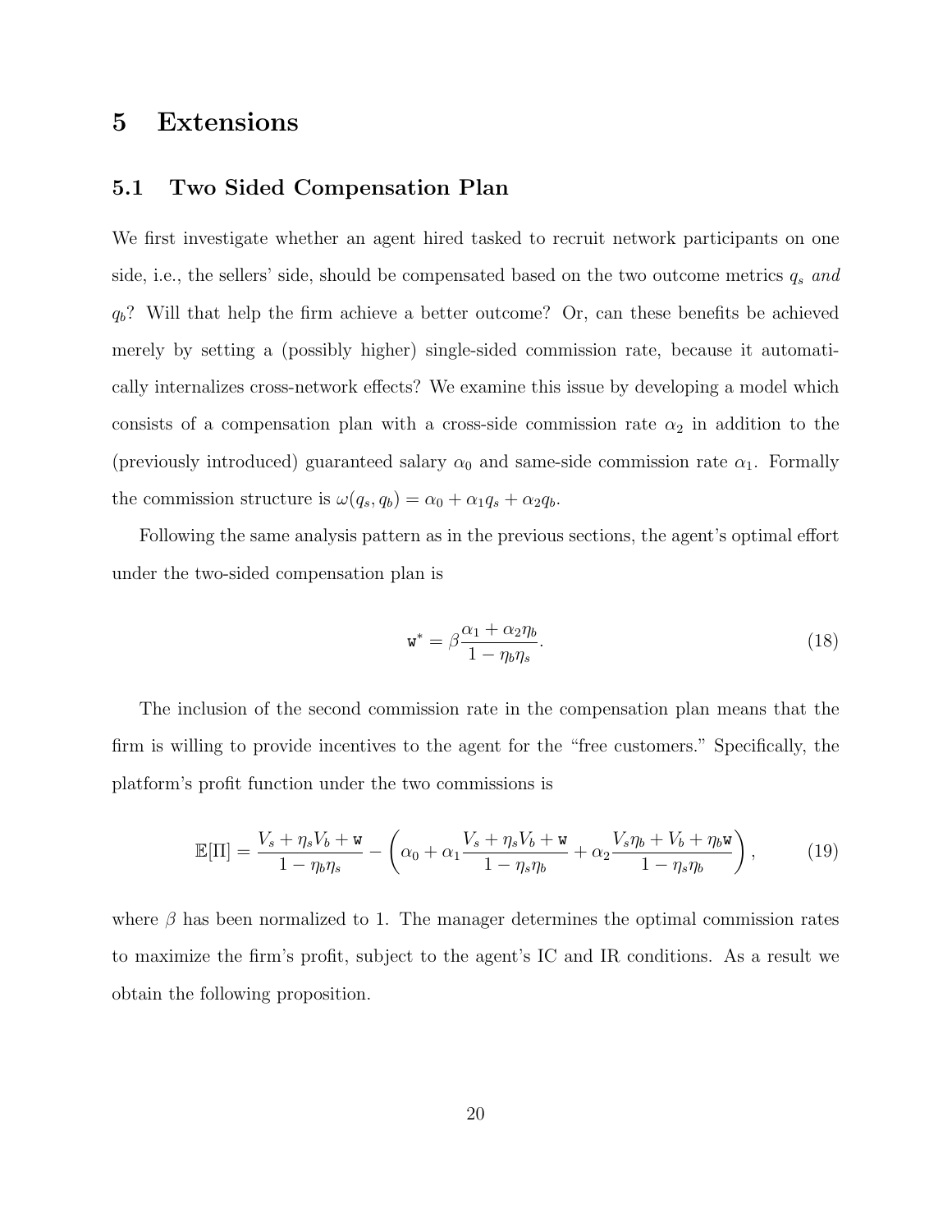# 5 Extensions

## 5.1 Two Sided Compensation Plan

We first investigate whether an agent hired tasked to recruit network participants on one side, i.e., the sellers' side, should be compensated based on the two outcome metrics $q_s$ *and* $q_b$? Will that help the firm achieve a better outcome? Or, can these benefits be achieved merely by setting a (possibly higher) single-sided commission rate, because it automatically internalizes cross-network effects? We examine this issue by developing a model which consists of a compensation plan with a cross-side commission rate $\alpha_2$ in addition to the (previously introduced) guaranteed salary $\alpha_0$ and same-side commission rate $\alpha_1$. Formally the commission structure is $\omega(q_s, q_b) = \alpha_0 + \alpha_1 q_s + \alpha_2 q_b$.

Following the same analysis pattern as in the previous sections, the agent's optimal effort under the two-sided compensation plan is

$$\mathtt{w}^* = \beta \frac{\alpha_1 + \alpha_2 \eta_b}{1 - \eta_b \eta_s}. \tag{18}$$

The inclusion of the second commission rate in the compensation plan means that the firm is willing to provide incentives to the agent for the "free customers." Specifically, the platform's profit function under the two commissions is

$$\mathbb{E}[\Pi] = \frac{V_s + \eta_s V_b + \mathtt{w}}{1 - \eta_b \eta_s} - \left( \alpha_0 + \alpha_1 \frac{V_s + \eta_s V_b + \mathtt{w}}{1 - \eta_s \eta_b} + \alpha_2 \frac{V_s \eta_b + V_b + \eta_b \mathtt{w}}{1 - \eta_s \eta_b} \right), \tag{19}$$

where $\beta$ has been normalized to 1. The manager determines the optimal commission rates to maximize the firm's profit, subject to the agent's IC and IR conditions. As a result we obtain the following proposition.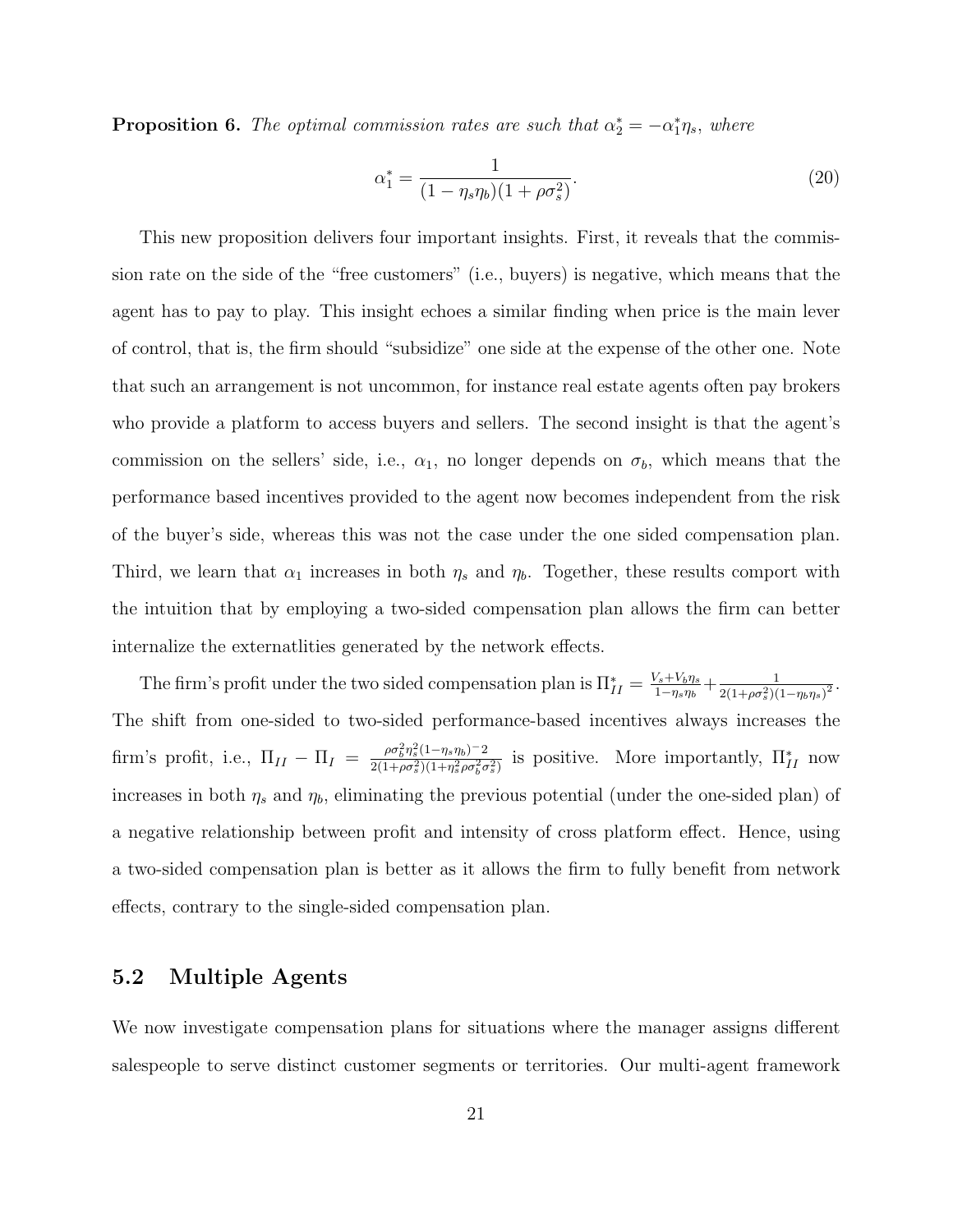**Proposition 6.** *The optimal commission rates are such that $\alpha_2^* = -\alpha_1^* \eta_s$, where*

$$\alpha_1^* = \frac{1}{(1-\eta_s\eta_b)(1+\rho\sigma_s^2)}. \tag{20}$$

This new proposition delivers four important insights. First, it reveals that the commission rate on the side of the "free customers" (i.e., buyers) is negative, which means that the agent has to pay to play. This insight echoes a similar finding when price is the main lever of control, that is, the firm should "subsidize" one side at the expense of the other one. Note that such an arrangement is not uncommon, for instance real estate agents often pay brokers who provide a platform to access buyers and sellers. The second insight is that the agent's commission on the sellers' side, i.e., $\alpha_1$, no longer depends on $\sigma_b$, which means that the performance based incentives provided to the agent now becomes independent from the risk of the buyer's side, whereas this was not the case under the one sided compensation plan. Third, we learn that $\alpha_1$ increases in both $\eta_s$ and $\eta_b$. Together, these results comport with the intuition that by employing a two-sided compensation plan allows the firm can better internalize the externatlities generated by the network effects.

The firm's profit under the two sided compensation plan is $\Pi_{II}^* = \frac{V_s + V_b\eta_s}{1-\eta_s\eta_b} + \frac{1}{2(1+\rho\sigma_s^2)(1-\eta_b\eta_s)^2}$. The shift from one-sided to two-sided performance-based incentives always increases the firm's profit, i.e., $\Pi_{II} - \Pi_I = \frac{\rho\sigma_b^2\eta_s^2(1-\eta_s\eta_b)^{-2}}{2(1+\rho\sigma_s^2)(1+\eta_s^2\rho\sigma_b^2\sigma_s^2)}$ is positive. More importantly, $\Pi_{II}^*$ now increases in both $\eta_s$ and $\eta_b$, eliminating the previous potential (under the one-sided plan) of a negative relationship between profit and intensity of cross platform effect. Hence, using a two-sided compensation plan is better as it allows the firm to fully benefit from network effects, contrary to the single-sided compensation plan.

## 5.2 Multiple Agents

We now investigate compensation plans for situations where the manager assigns different salespeople to serve distinct customer segments or territories. Our multi-agent framework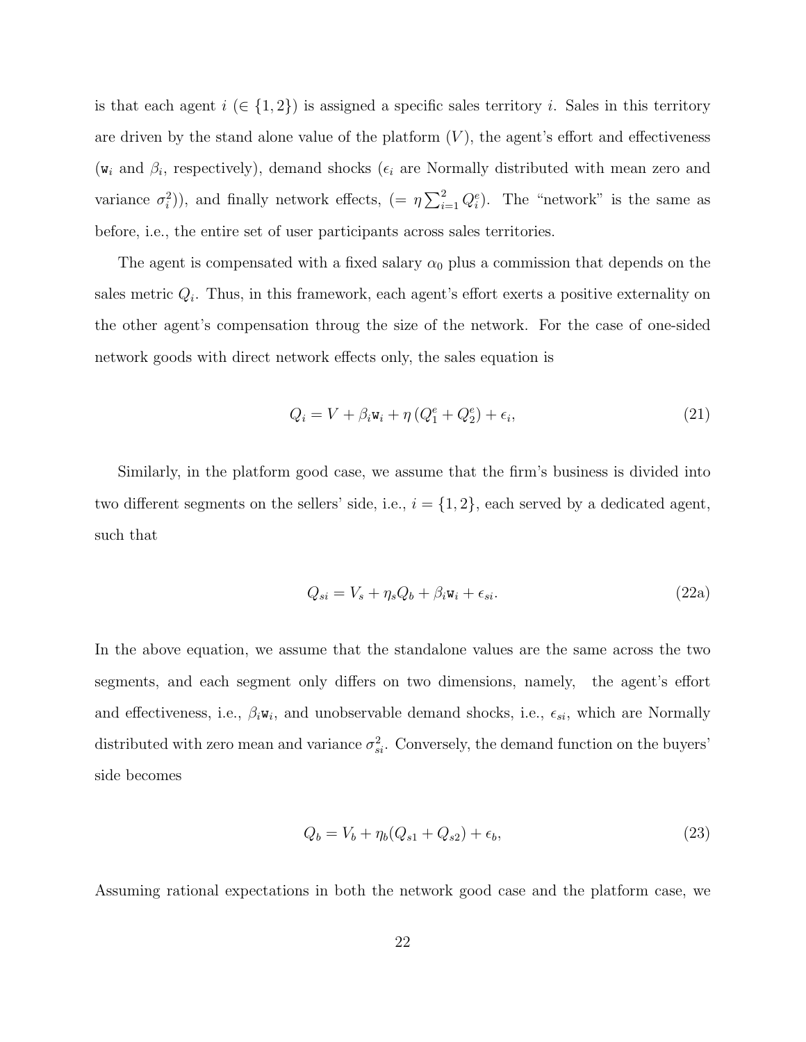is that each agent $i$ ($\in \{1,2\}$) is assigned a specific sales territory $i$. Sales in this territory are driven by the stand alone value of the platform ($V$), the agent's effort and effectiveness ($\mathtt{w}_i$ and $\beta_i$, respectively), demand shocks ($\epsilon_i$ are Normally distributed with mean zero and variance $\sigma_i^2$)), and finally network effects, ($= \eta \sum_{i=1}^{2} Q_i^e$). The "network" is the same as before, i.e., the entire set of user participants across sales territories.

The agent is compensated with a fixed salary $\alpha_0$ plus a commission that depends on the sales metric $Q_i$. Thus, in this framework, each agent's effort exerts a positive externality on the other agent's compensation throug the size of the network. For the case of one-sided network goods with direct network effects only, the sales equation is

$$Q_i = V + \beta_i \mathtt{w}_i + \eta \left(Q_1^e + Q_2^e\right) + \epsilon_i, \tag{21}$$

Similarly, in the platform good case, we assume that the firm's business is divided into two different segments on the sellers' side, i.e., $i = \{1,2\}$, each served by a dedicated agent, such that

$$Q_{si} = V_s + \eta_s Q_b + \beta_i \mathtt{w}_i + \epsilon_{si}. \tag{22a}$$

In the above equation, we assume that the standalone values are the same across the two segments, and each segment only differs on two dimensions, namely, the agent's effort and effectiveness, i.e., $\beta_i \mathtt{w}_i$, and unobservable demand shocks, i.e., $\epsilon_{si}$, which are Normally distributed with zero mean and variance $\sigma_{si}^2$. Conversely, the demand function on the buyers' side becomes

$$Q_b = V_b + \eta_b (Q_{s1} + Q_{s2}) + \epsilon_b, \tag{23}$$

Assuming rational expectations in both the network good case and the platform case, we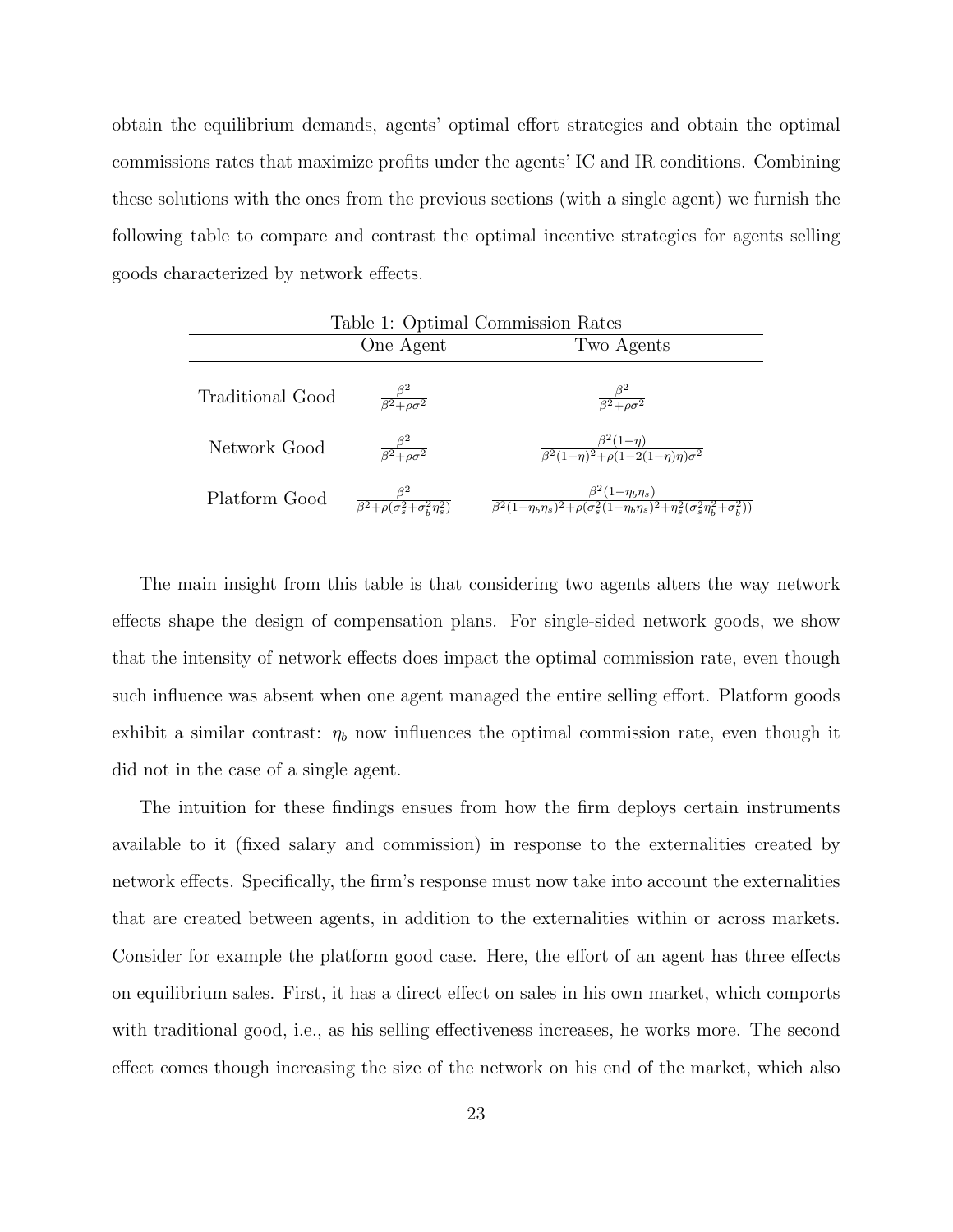obtain the equilibrium demands, agents' optimal effort strategies and obtain the optimal commissions rates that maximize profits under the agents' IC and IR conditions. Combining these solutions with the ones from the previous sections (with a single agent) we furnish the following table to compare and contrast the optimal incentive strategies for agents selling goods characterized by network effects.

Table 1: Optimal Commission Rates

| | One Agent | Two Agents |
|---|---|---|
| Traditional Good | $\frac{\beta^2}{\beta^2+\rho\sigma^2}$ | $\frac{\beta^2}{\beta^2+\rho\sigma^2}$ |
| Network Good | $\frac{\beta^2}{\beta^2+\rho\sigma^2}$ | $\frac{\beta^2(1-\eta)}{\beta^2(1-\eta)^2+\rho(1-2(1-\eta)\eta)\sigma^2}$ |
| Platform Good | $\frac{\beta^2}{\beta^2+\rho(\sigma_s^2+\sigma_b^2\eta_s^2)}$ | $\frac{\beta^2(1-\eta_b\eta_s)}{\beta^2(1-\eta_b\eta_s)^2+\rho(\sigma_s^2(1-\eta_b\eta_s)^2+\eta_s^2(\sigma_s^2\eta_b^2+\sigma_b^2))}$ |

The main insight from this table is that considering two agents alters the way network effects shape the design of compensation plans. For single-sided network goods, we show that the intensity of network effects does impact the optimal commission rate, even though such influence was absent when one agent managed the entire selling effort. Platform goods exhibit a similar contrast: $\eta_b$ now influences the optimal commission rate, even though it did not in the case of a single agent.

The intuition for these findings ensues from how the firm deploys certain instruments available to it (fixed salary and commission) in response to the externalities created by network effects. Specifically, the firm's response must now take into account the externalities that are created between agents, in addition to the externalities within or across markets. Consider for example the platform good case. Here, the effort of an agent has three effects on equilibrium sales. First, it has a direct effect on sales in his own market, which comports with traditional good, i.e., as his selling effectiveness increases, he works more. The second effect comes though increasing the size of the network on his end of the market, which also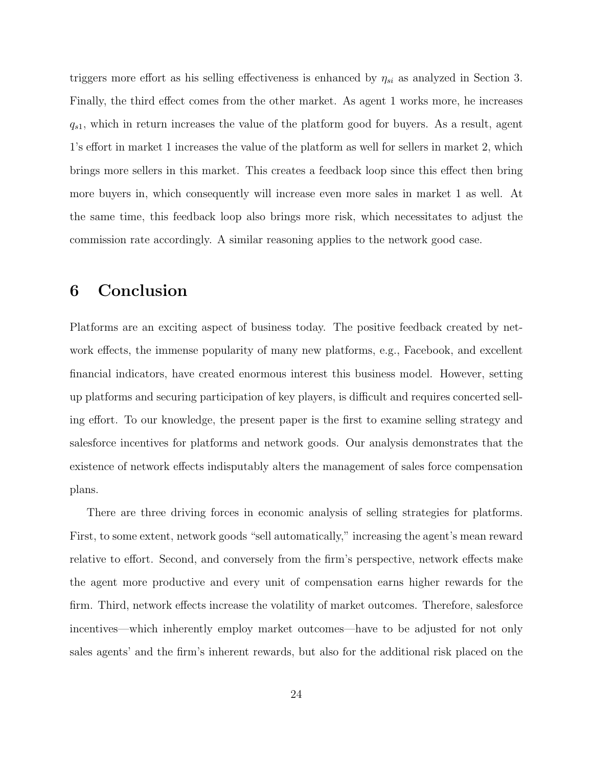triggers more effort as his selling effectiveness is enhanced by $\eta_{si}$ as analyzed in Section 3. Finally, the third effect comes from the other market. As agent 1 works more, he increases $q_{s1}$, which in return increases the value of the platform good for buyers. As a result, agent 1's effort in market 1 increases the value of the platform as well for sellers in market 2, which brings more sellers in this market. This creates a feedback loop since this effect then bring more buyers in, which consequently will increase even more sales in market 1 as well. At the same time, this feedback loop also brings more risk, which necessitates to adjust the commission rate accordingly. A similar reasoning applies to the network good case.

# 6 Conclusion

Platforms are an exciting aspect of business today. The positive feedback created by network effects, the immense popularity of many new platforms, e.g., Facebook, and excellent financial indicators, have created enormous interest this business model. However, setting up platforms and securing participation of key players, is difficult and requires concerted selling effort. To our knowledge, the present paper is the first to examine selling strategy and salesforce incentives for platforms and network goods. Our analysis demonstrates that the existence of network effects indisputably alters the management of sales force compensation plans.

There are three driving forces in economic analysis of selling strategies for platforms. First, to some extent, network goods "sell automatically," increasing the agent's mean reward relative to effort. Second, and conversely from the firm's perspective, network effects make the agent more productive and every unit of compensation earns higher rewards for the firm. Third, network effects increase the volatility of market outcomes. Therefore, salesforce incentives—which inherently employ market outcomes—have to be adjusted for not only sales agents' and the firm's inherent rewards, but also for the additional risk placed on the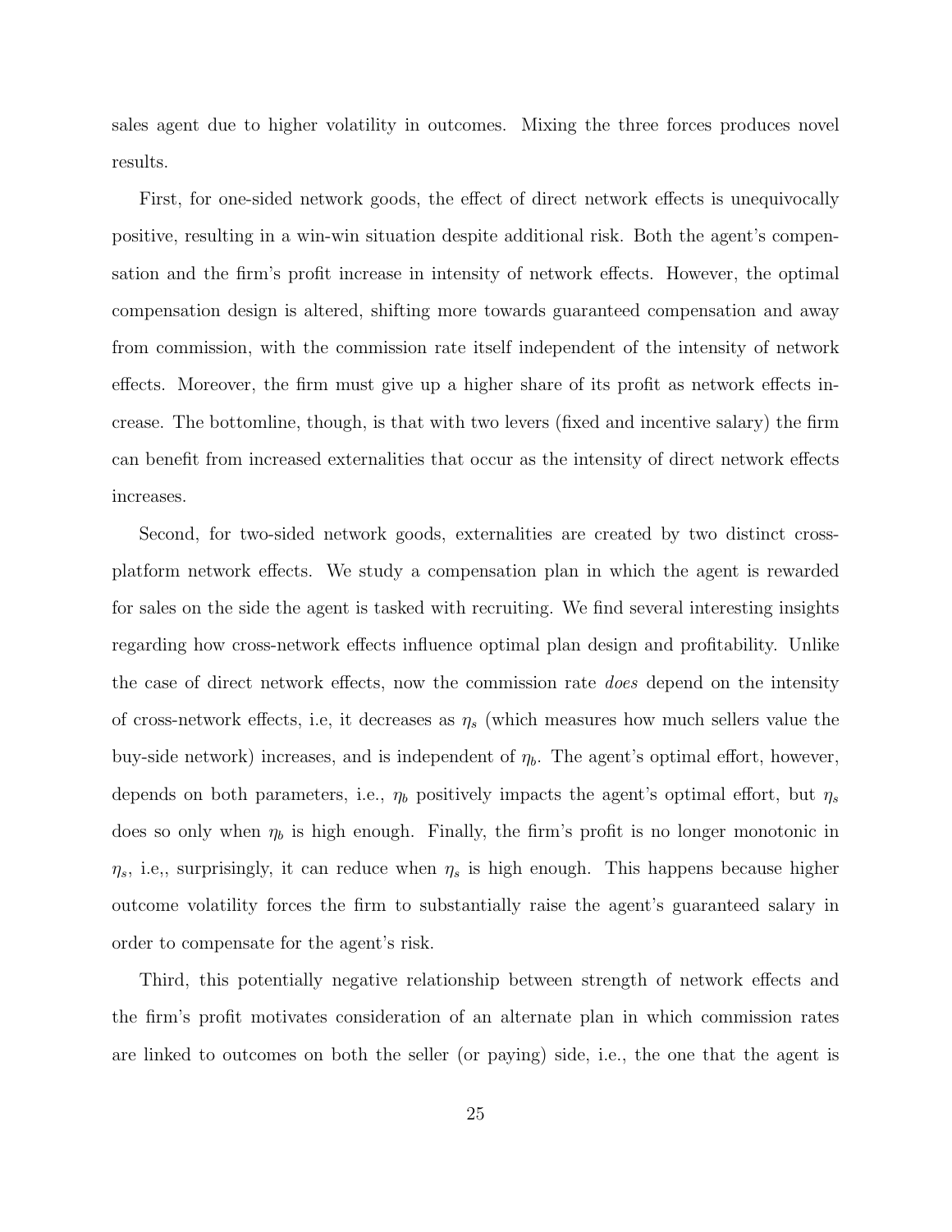sales agent due to higher volatility in outcomes. Mixing the three forces produces novel results.

First, for one-sided network goods, the effect of direct network effects is unequivocally positive, resulting in a win-win situation despite additional risk. Both the agent's compensation and the firm's profit increase in intensity of network effects. However, the optimal compensation design is altered, shifting more towards guaranteed compensation and away from commission, with the commission rate itself independent of the intensity of network effects. Moreover, the firm must give up a higher share of its profit as network effects increase. The bottomline, though, is that with two levers (fixed and incentive salary) the firm can benefit from increased externalities that occur as the intensity of direct network effects increases.

Second, for two-sided network goods, externalities are created by two distinct cross-platform network effects. We study a compensation plan in which the agent is rewarded for sales on the side the agent is tasked with recruiting. We find several interesting insights regarding how cross-network effects influence optimal plan design and profitability. Unlike the case of direct network effects, now the commission rate *does* depend on the intensity of cross-network effects, i.e, it decreases as $\eta_s$ (which measures how much sellers value the buy-side network) increases, and is independent of $\eta_b$. The agent's optimal effort, however, depends on both parameters, i.e., $\eta_b$ positively impacts the agent's optimal effort, but $\eta_s$ does so only when $\eta_b$ is high enough. Finally, the firm's profit is no longer monotonic in $\eta_s$, i.e,, surprisingly, it can reduce when $\eta_s$ is high enough. This happens because higher outcome volatility forces the firm to substantially raise the agent's guaranteed salary in order to compensate for the agent's risk.

Third, this potentially negative relationship between strength of network effects and the firm's profit motivates consideration of an alternate plan in which commission rates are linked to outcomes on both the seller (or paying) side, i.e., the one that the agent is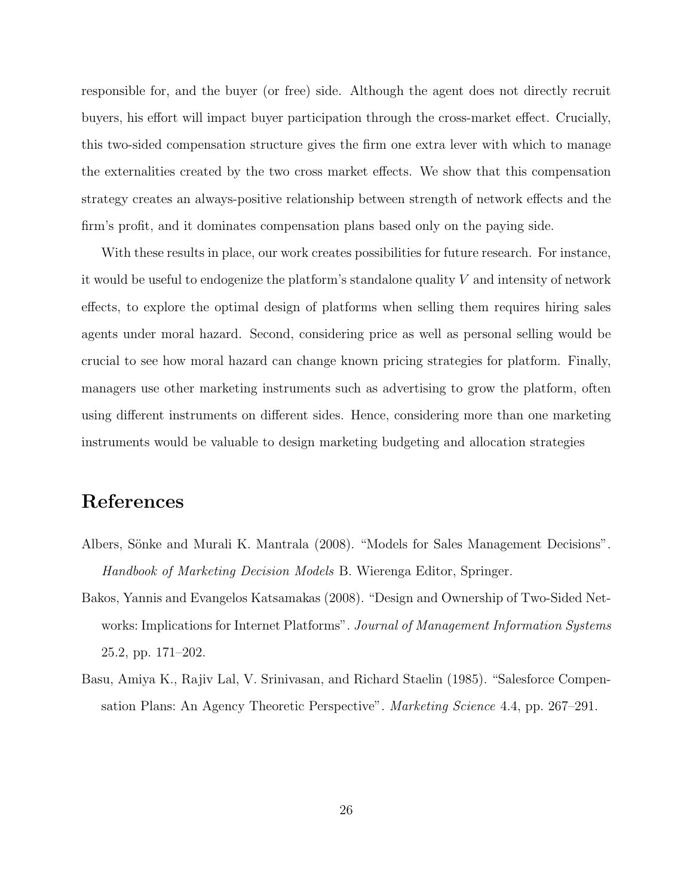responsible for, and the buyer (or free) side. Although the agent does not directly recruit buyers, his effort will impact buyer participation through the cross-market effect. Crucially, this two-sided compensation structure gives the firm one extra lever with which to manage the externalities created by the two cross market effects. We show that this compensation strategy creates an always-positive relationship between strength of network effects and the firm's profit, and it dominates compensation plans based only on the paying side.

With these results in place, our work creates possibilities for future research. For instance, it would be useful to endogenize the platform's standalone quality $V$ and intensity of network effects, to explore the optimal design of platforms when selling them requires hiring sales agents under moral hazard. Second, considering price as well as personal selling would be crucial to see how moral hazard can change known pricing strategies for platform. Finally, managers use other marketing instruments such as advertising to grow the platform, often using different instruments on different sides. Hence, considering more than one marketing instruments would be valuable to design marketing budgeting and allocation strategies

# References

Albers, Sönke and Murali K. Mantrala (2008). "Models for Sales Management Decisions". *Handbook of Marketing Decision Models* B. Wierenga Editor, Springer.

Bakos, Yannis and Evangelos Katsamakas (2008). "Design and Ownership of Two-Sided Networks: Implications for Internet Platforms". *Journal of Management Information Systems* 25.2, pp. 171–202.

Basu, Amiya K., Rajiv Lal, V. Srinivasan, and Richard Staelin (1985). "Salesforce Compensation Plans: An Agency Theoretic Perspective". *Marketing Science* 4.4, pp. 267–291.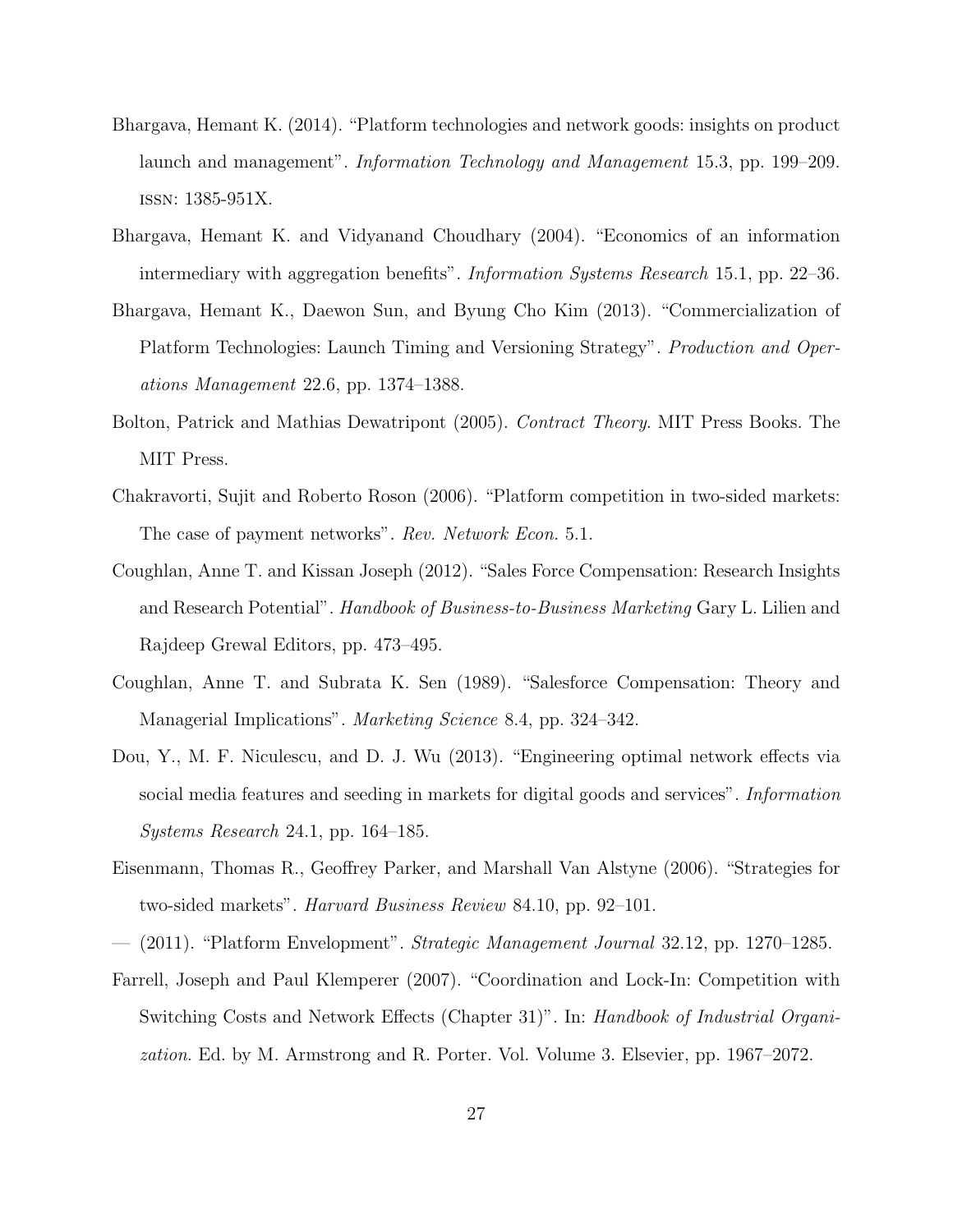Bhargava, Hemant K. (2014). “Platform technologies and network goods: insights on product launch and management”. *Information Technology and Management* 15.3, pp. 199–209. ISSN: 1385-951X.

Bhargava, Hemant K. and Vidyanand Choudhary (2004). “Economics of an information intermediary with aggregation benefits”. *Information Systems Research* 15.1, pp. 22–36.

Bhargava, Hemant K., Daewon Sun, and Byung Cho Kim (2013). “Commercialization of Platform Technologies: Launch Timing and Versioning Strategy”. *Production and Operations Management* 22.6, pp. 1374–1388.

Bolton, Patrick and Mathias Dewatripont (2005). *Contract Theory*. MIT Press Books. The MIT Press.

Chakravorti, Sujit and Roberto Roson (2006). “Platform competition in two-sided markets: The case of payment networks”. *Rev. Network Econ.* 5.1.

Coughlan, Anne T. and Kissan Joseph (2012). “Sales Force Compensation: Research Insights and Research Potential”. *Handbook of Business-to-Business Marketing* Gary L. Lilien and Rajdeep Grewal Editors, pp. 473–495.

Coughlan, Anne T. and Subrata K. Sen (1989). “Salesforce Compensation: Theory and Managerial Implications”. *Marketing Science* 8.4, pp. 324–342.

Dou, Y., M. F. Niculescu, and D. J. Wu (2013). “Engineering optimal network effects via social media features and seeding in markets for digital goods and services”. *Information Systems Research* 24.1, pp. 164–185.

Eisenmann, Thomas R., Geoffrey Parker, and Marshall Van Alstyne (2006). “Strategies for two-sided markets”. *Harvard Business Review* 84.10, pp. 92–101.

— (2011). “Platform Envelopment”. *Strategic Management Journal* 32.12, pp. 1270–1285.

Farrell, Joseph and Paul Klemperer (2007). “Coordination and Lock-In: Competition with Switching Costs and Network Effects (Chapter 31)”. In: *Handbook of Industrial Organization*. Ed. by M. Armstrong and R. Porter. Vol. Volume 3. Elsevier, pp. 1967–2072.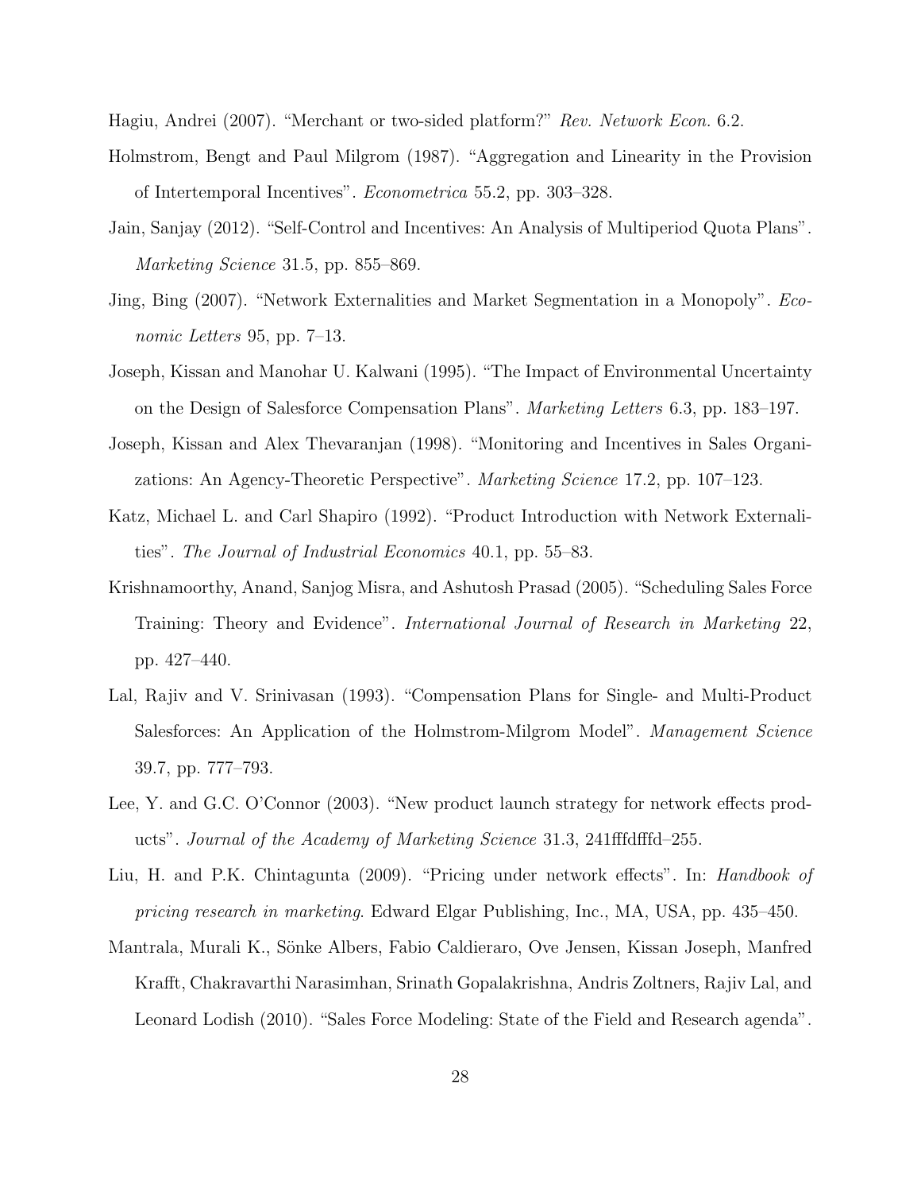Hagiu, Andrei (2007). "Merchant or two-sided platform?" *Rev. Network Econ.* 6.2.

Holmstrom, Bengt and Paul Milgrom (1987). "Aggregation and Linearity in the Provision of Intertemporal Incentives". *Econometrica* 55.2, pp. 303–328.

Jain, Sanjay (2012). "Self-Control and Incentives: An Analysis of Multiperiod Quota Plans". *Marketing Science* 31.5, pp. 855–869.

Jing, Bing (2007). "Network Externalities and Market Segmentation in a Monopoly". *Economic Letters* 95, pp. 7–13.

Joseph, Kissan and Manohar U. Kalwani (1995). "The Impact of Environmental Uncertainty on the Design of Salesforce Compensation Plans". *Marketing Letters* 6.3, pp. 183–197.

Joseph, Kissan and Alex Thevaranjan (1998). "Monitoring and Incentives in Sales Organizations: An Agency-Theoretic Perspective". *Marketing Science* 17.2, pp. 107–123.

Katz, Michael L. and Carl Shapiro (1992). "Product Introduction with Network Externalities". *The Journal of Industrial Economics* 40.1, pp. 55–83.

Krishnamoorthy, Anand, Sanjog Misra, and Ashutosh Prasad (2005). "Scheduling Sales Force Training: Theory and Evidence". *International Journal of Research in Marketing* 22, pp. 427–440.

Lal, Rajiv and V. Srinivasan (1993). "Compensation Plans for Single- and Multi-Product Salesforces: An Application of the Holmstrom-Milgrom Model". *Management Science* 39.7, pp. 777–793.

Lee, Y. and G.C. O'Connor (2003). "New product launch strategy for network effects products". *Journal of the Academy of Marketing Science* 31.3, 241fffdfffd–255.

Liu, H. and P.K. Chintagunta (2009). "Pricing under network effects". In: *Handbook of pricing research in marketing*. Edward Elgar Publishing, Inc., MA, USA, pp. 435–450.

Mantrala, Murali K., Sönke Albers, Fabio Caldieraro, Ove Jensen, Kissan Joseph, Manfred Krafft, Chakravarthi Narasimhan, Srinath Gopalakrishna, Andris Zoltners, Rajiv Lal, and Leonard Lodish (2010). "Sales Force Modeling: State of the Field and Research agenda".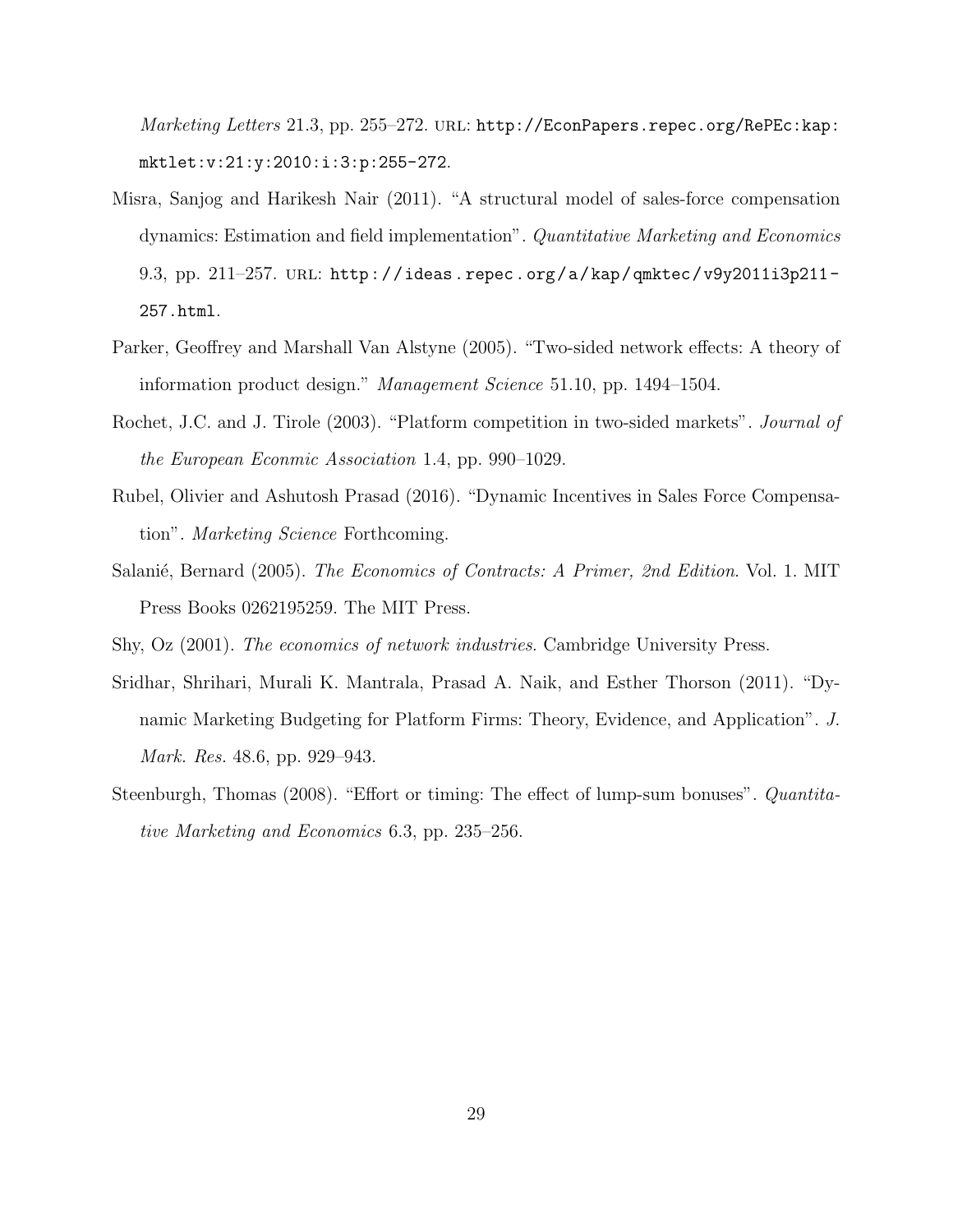*Marketing Letters* 21.3, pp. 255–272. URL: http://EconPapers.repec.org/RePEc:kap:mktlet:v:21:y:2010:i:3:p:255-272.

Misra, Sanjog and Harikesh Nair (2011). "A structural model of sales-force compensation dynamics: Estimation and field implementation". *Quantitative Marketing and Economics* 9.3, pp. 211–257. URL: http://ideas.repec.org/a/kap/qmktec/v9y2011i3p211-257.html.

Parker, Geoffrey and Marshall Van Alstyne (2005). "Two-sided network effects: A theory of information product design." *Management Science* 51.10, pp. 1494–1504.

Rochet, J.C. and J. Tirole (2003). "Platform competition in two-sided markets". *Journal of the European Econmic Association* 1.4, pp. 990–1029.

Rubel, Olivier and Ashutosh Prasad (2016). "Dynamic Incentives in Sales Force Compensation". *Marketing Science* Forthcoming.

Salanié, Bernard (2005). *The Economics of Contracts: A Primer, 2nd Edition*. Vol. 1. MIT Press Books 0262195259. The MIT Press.

Shy, Oz (2001). *The economics of network industries*. Cambridge University Press.

Sridhar, Shrihari, Murali K. Mantrala, Prasad A. Naik, and Esther Thorson (2011). "Dynamic Marketing Budgeting for Platform Firms: Theory, Evidence, and Application". *J. Mark. Res.* 48.6, pp. 929–943.

Steenburgh, Thomas (2008). "Effort or timing: The effect of lump-sum bonuses". *Quantitative Marketing and Economics* 6.3, pp. 235–256.